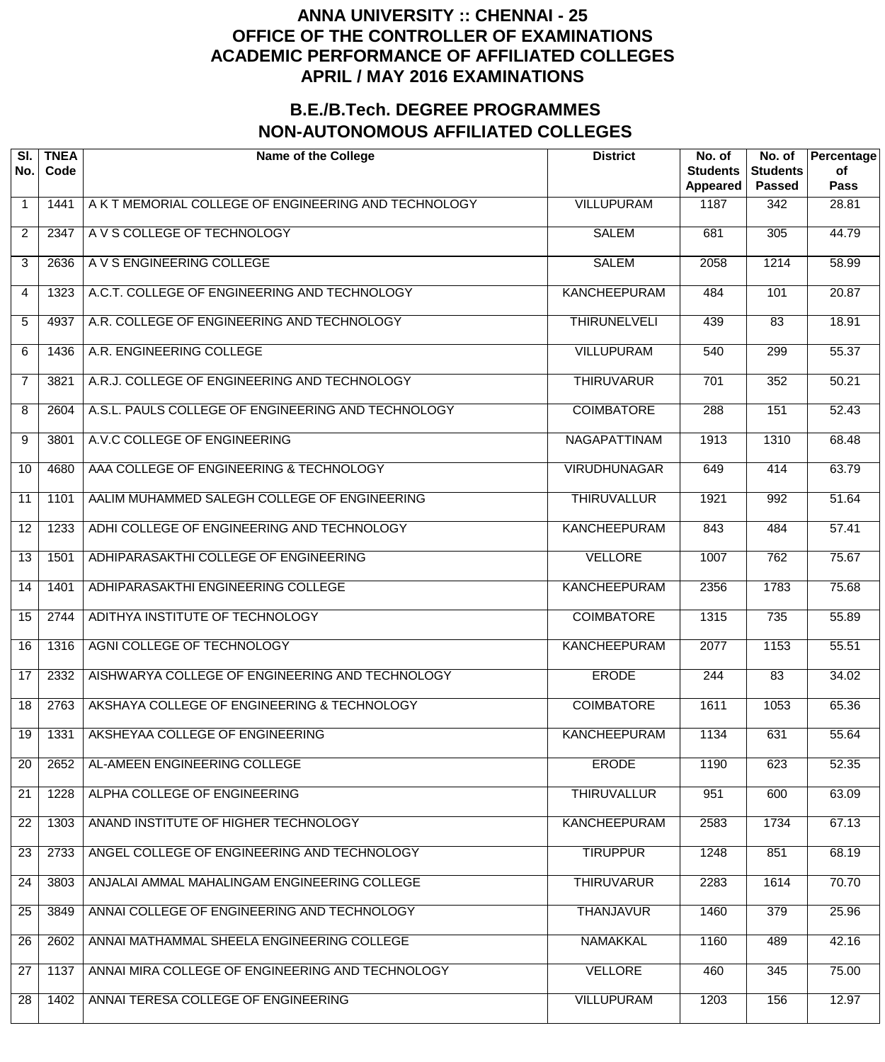# ANNA UNIVERSITY :: CHENNAI - 25
# OFFICE OF THE CONTROLLER OF EXAMINATIONS
# ACADEMIC PERFORMANCE OF AFFILIATED COLLEGES
# APRIL / MAY 2016 EXAMINATIONS

## B.E./B.Tech. DEGREE PROGRAMMES
## NON-AUTONOMOUS AFFILIATED COLLEGES

| Sl. No. | TNEA Code | Name of the College | District | No. of Students Appeared | No. of Students Passed | Percentage of Pass |
|---|---|---|---|---|---|---|
| 1 | 1441 | A K T MEMORIAL COLLEGE OF ENGINEERING AND TECHNOLOGY | VILLUPURAM | 1187 | 342 | 28.81 |
| 2 | 2347 | A V S COLLEGE OF TECHNOLOGY | SALEM | 681 | 305 | 44.79 |
| 3 | 2636 | A V S ENGINEERING COLLEGE | SALEM | 2058 | 1214 | 58.99 |
| 4 | 1323 | A.C.T. COLLEGE OF ENGINEERING AND TECHNOLOGY | KANCHEEPURAM | 484 | 101 | 20.87 |
| 5 | 4937 | A.R. COLLEGE OF ENGINEERING AND TECHNOLOGY | THIRUNELVELI | 439 | 83 | 18.91 |
| 6 | 1436 | A.R. ENGINEERING COLLEGE | VILLUPURAM | 540 | 299 | 55.37 |
| 7 | 3821 | A.R.J. COLLEGE OF ENGINEERING AND TECHNOLOGY | THIRUVARUR | 701 | 352 | 50.21 |
| 8 | 2604 | A.S.L. PAULS COLLEGE OF ENGINEERING AND TECHNOLOGY | COIMBATORE | 288 | 151 | 52.43 |
| 9 | 3801 | A.V.C COLLEGE OF ENGINEERING | NAGAPATTINAM | 1913 | 1310 | 68.48 |
| 10 | 4680 | AAA COLLEGE OF ENGINEERING & TECHNOLOGY | VIRUDHUNAGAR | 649 | 414 | 63.79 |
| 11 | 1101 | AALIM MUHAMMED SALEGH COLLEGE OF ENGINEERING | THIRUVALLUR | 1921 | 992 | 51.64 |
| 12 | 1233 | ADHI COLLEGE OF ENGINEERING AND TECHNOLOGY | KANCHEEPURAM | 843 | 484 | 57.41 |
| 13 | 1501 | ADHIPARASAKTHI COLLEGE OF ENGINEERING | VELLORE | 1007 | 762 | 75.67 |
| 14 | 1401 | ADHIPARASAKTHI ENGINEERING COLLEGE | KANCHEEPURAM | 2356 | 1783 | 75.68 |
| 15 | 2744 | ADITHYA INSTITUTE OF TECHNOLOGY | COIMBATORE | 1315 | 735 | 55.89 |
| 16 | 1316 | AGNI COLLEGE OF TECHNOLOGY | KANCHEEPURAM | 2077 | 1153 | 55.51 |
| 17 | 2332 | AISHWARYA COLLEGE OF ENGINEERING AND TECHNOLOGY | ERODE | 244 | 83 | 34.02 |
| 18 | 2763 | AKSHAYA COLLEGE OF ENGINEERING & TECHNOLOGY | COIMBATORE | 1611 | 1053 | 65.36 |
| 19 | 1331 | AKSHEYAA COLLEGE OF ENGINEERING | KANCHEEPURAM | 1134 | 631 | 55.64 |
| 20 | 2652 | AL-AMEEN ENGINEERING COLLEGE | ERODE | 1190 | 623 | 52.35 |
| 21 | 1228 | ALPHA COLLEGE OF ENGINEERING | THIRUVALLUR | 951 | 600 | 63.09 |
| 22 | 1303 | ANAND INSTITUTE OF HIGHER TECHNOLOGY | KANCHEEPURAM | 2583 | 1734 | 67.13 |
| 23 | 2733 | ANGEL COLLEGE OF ENGINEERING AND TECHNOLOGY | TIRUPPUR | 1248 | 851 | 68.19 |
| 24 | 3803 | ANJALAI AMMAL MAHALINGAM ENGINEERING COLLEGE | THIRUVARUR | 2283 | 1614 | 70.70 |
| 25 | 3849 | ANNAI COLLEGE OF ENGINEERING AND TECHNOLOGY | THANJAVUR | 1460 | 379 | 25.96 |
| 26 | 2602 | ANNAI MATHAMMAL SHEELA ENGINEERING COLLEGE | NAMAKKAL | 1160 | 489 | 42.16 |
| 27 | 1137 | ANNAI MIRA COLLEGE OF ENGINEERING AND TECHNOLOGY | VELLORE | 460 | 345 | 75.00 |
| 28 | 1402 | ANNAI TERESA COLLEGE OF ENGINEERING | VILLUPURAM | 1203 | 156 | 12.97 |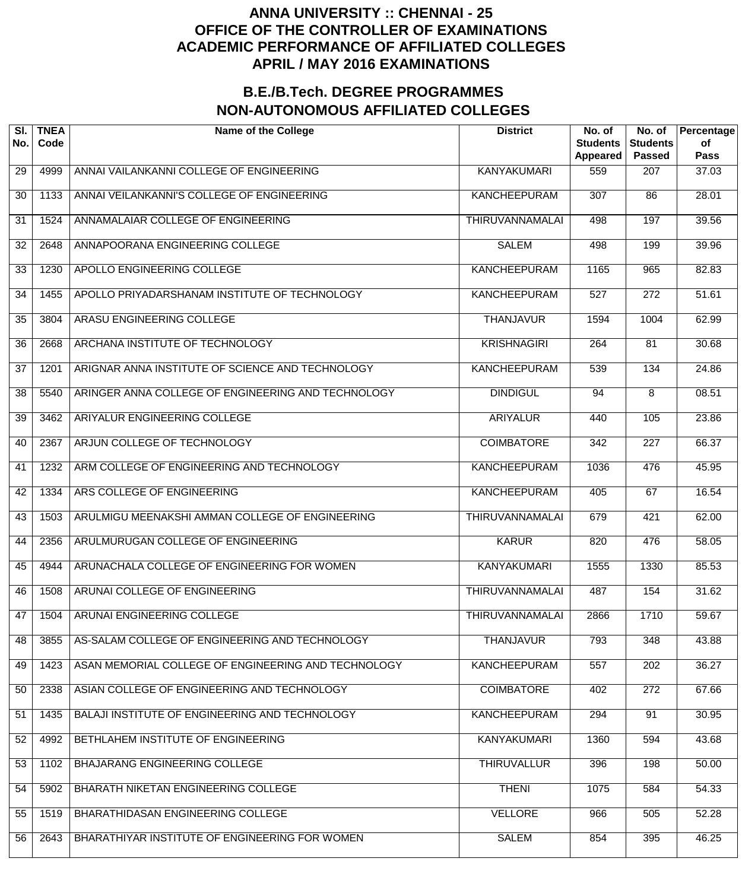# ANNA UNIVERSITY :: CHENNAI - 25
# OFFICE OF THE CONTROLLER OF EXAMINATIONS
# ACADEMIC PERFORMANCE OF AFFILIATED COLLEGES
# APRIL / MAY 2016 EXAMINATIONS

## B.E./B.Tech. DEGREE PROGRAMMES
## NON-AUTONOMOUS AFFILIATED COLLEGES

| Sl. No. | TNEA Code | Name of the College | District | No. of Students Appeared | No. of Students Passed | Percentage of Pass |
|---|---|---|---|---|---|---|
| 29 | 4999 | ANNAI VAILANKANNI COLLEGE OF ENGINEERING | KANYAKUMARI | 559 | 207 | 37.03 |
| 30 | 1133 | ANNAI VEILANKANNI'S COLLEGE OF ENGINEERING | KANCHEEPURAM | 307 | 86 | 28.01 |
| 31 | 1524 | ANNAMALAIAR COLLEGE OF ENGINEERING | THIRUVANNAMALAI | 498 | 197 | 39.56 |
| 32 | 2648 | ANNAPOORANA ENGINEERING COLLEGE | SALEM | 498 | 199 | 39.96 |
| 33 | 1230 | APOLLO ENGINEERING COLLEGE | KANCHEEPURAM | 1165 | 965 | 82.83 |
| 34 | 1455 | APOLLO PRIYADARSHANAM INSTITUTE OF TECHNOLOGY | KANCHEEPURAM | 527 | 272 | 51.61 |
| 35 | 3804 | ARASU ENGINEERING COLLEGE | THANJAVUR | 1594 | 1004 | 62.99 |
| 36 | 2668 | ARCHANA INSTITUTE OF TECHNOLOGY | KRISHNAGIRI | 264 | 81 | 30.68 |
| 37 | 1201 | ARIGNAR ANNA INSTITUTE OF SCIENCE AND TECHNOLOGY | KANCHEEPURAM | 539 | 134 | 24.86 |
| 38 | 5540 | ARINGER ANNA COLLEGE OF ENGINEERING AND TECHNOLOGY | DINDIGUL | 94 | 8 | 08.51 |
| 39 | 3462 | ARIYALUR ENGINEERING COLLEGE | ARIYALUR | 440 | 105 | 23.86 |
| 40 | 2367 | ARJUN COLLEGE OF TECHNOLOGY | COIMBATORE | 342 | 227 | 66.37 |
| 41 | 1232 | ARM COLLEGE OF ENGINEERING AND TECHNOLOGY | KANCHEEPURAM | 1036 | 476 | 45.95 |
| 42 | 1334 | ARS COLLEGE OF ENGINEERING | KANCHEEPURAM | 405 | 67 | 16.54 |
| 43 | 1503 | ARULMIGU MEENAKSHI AMMAN COLLEGE OF ENGINEERING | THIRUVANNAMALAI | 679 | 421 | 62.00 |
| 44 | 2356 | ARULMURUGAN COLLEGE OF ENGINEERING | KARUR | 820 | 476 | 58.05 |
| 45 | 4944 | ARUNACHALA COLLEGE OF ENGINEERING FOR WOMEN | KANYAKUMARI | 1555 | 1330 | 85.53 |
| 46 | 1508 | ARUNAI COLLEGE OF ENGINEERING | THIRUVANNAMALAI | 487 | 154 | 31.62 |
| 47 | 1504 | ARUNAI ENGINEERING COLLEGE | THIRUVANNAMALAI | 2866 | 1710 | 59.67 |
| 48 | 3855 | AS-SALAM COLLEGE OF ENGINEERING AND TECHNOLOGY | THANJAVUR | 793 | 348 | 43.88 |
| 49 | 1423 | ASAN MEMORIAL COLLEGE OF ENGINEERING AND TECHNOLOGY | KANCHEEPURAM | 557 | 202 | 36.27 |
| 50 | 2338 | ASIAN COLLEGE OF ENGINEERING AND TECHNOLOGY | COIMBATORE | 402 | 272 | 67.66 |
| 51 | 1435 | BALAJI INSTITUTE OF ENGINEERING AND TECHNOLOGY | KANCHEEPURAM | 294 | 91 | 30.95 |
| 52 | 4992 | BETHLAHEM INSTITUTE OF ENGINEERING | KANYAKUMARI | 1360 | 594 | 43.68 |
| 53 | 1102 | BHAJARANG ENGINEERING COLLEGE | THIRUVALLUR | 396 | 198 | 50.00 |
| 54 | 5902 | BHARATH NIKETAN ENGINEERING COLLEGE | THENI | 1075 | 584 | 54.33 |
| 55 | 1519 | BHARATHIDASAN ENGINEERING COLLEGE | VELLORE | 966 | 505 | 52.28 |
| 56 | 2643 | BHARATHIYAR INSTITUTE OF ENGINEERING FOR WOMEN | SALEM | 854 | 395 | 46.25 |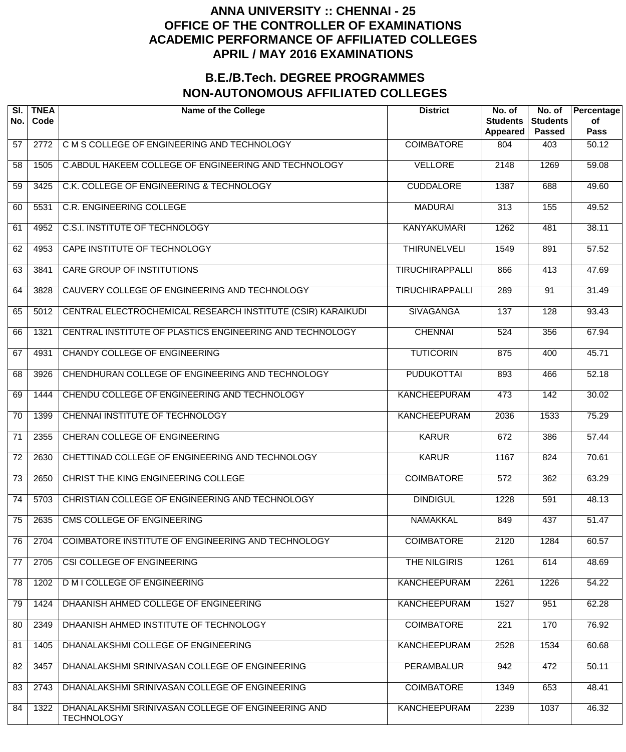# ANNA UNIVERSITY :: CHENNAI - 25
# OFFICE OF THE CONTROLLER OF EXAMINATIONS
# ACADEMIC PERFORMANCE OF AFFILIATED COLLEGES
# APRIL / MAY 2016 EXAMINATIONS

## B.E./B.Tech. DEGREE PROGRAMMES
## NON-AUTONOMOUS AFFILIATED COLLEGES

| Sl. No. | TNEA Code | Name of the College | District | No. of Students Appeared | No. of Students Passed | Percentage of Pass |
|---|---|---|---|---|---|---|
| 57 | 2772 | C M S COLLEGE OF ENGINEERING AND TECHNOLOGY | COIMBATORE | 804 | 403 | 50.12 |
| 58 | 1505 | C.ABDUL HAKEEM COLLEGE OF ENGINEERING AND TECHNOLOGY | VELLORE | 2148 | 1269 | 59.08 |
| 59 | 3425 | C.K. COLLEGE OF ENGINEERING & TECHNOLOGY | CUDDALORE | 1387 | 688 | 49.60 |
| 60 | 5531 | C.R. ENGINEERING COLLEGE | MADURAI | 313 | 155 | 49.52 |
| 61 | 4952 | C.S.I. INSTITUTE OF TECHNOLOGY | KANYAKUMARI | 1262 | 481 | 38.11 |
| 62 | 4953 | CAPE INSTITUTE OF TECHNOLOGY | THIRUNELVELI | 1549 | 891 | 57.52 |
| 63 | 3841 | CARE GROUP OF INSTITUTIONS | TIRUCHIRAPPALLI | 866 | 413 | 47.69 |
| 64 | 3828 | CAUVERY COLLEGE OF ENGINEERING AND TECHNOLOGY | TIRUCHIRAPPALLI | 289 | 91 | 31.49 |
| 65 | 5012 | CENTRAL ELECTROCHEMICAL RESEARCH INSTITUTE (CSIR) KARAIKUDI | SIVAGANGA | 137 | 128 | 93.43 |
| 66 | 1321 | CENTRAL INSTITUTE OF PLASTICS ENGINEERING AND TECHNOLOGY | CHENNAI | 524 | 356 | 67.94 |
| 67 | 4931 | CHANDY COLLEGE OF ENGINEERING | TUTICORIN | 875 | 400 | 45.71 |
| 68 | 3926 | CHENDHURAN COLLEGE OF ENGINEERING AND TECHNOLOGY | PUDUKOTTAI | 893 | 466 | 52.18 |
| 69 | 1444 | CHENDU COLLEGE OF ENGINEERING AND TECHNOLOGY | KANCHEEPURAM | 473 | 142 | 30.02 |
| 70 | 1399 | CHENNAI INSTITUTE OF TECHNOLOGY | KANCHEEPURAM | 2036 | 1533 | 75.29 |
| 71 | 2355 | CHERAN COLLEGE OF ENGINEERING | KARUR | 672 | 386 | 57.44 |
| 72 | 2630 | CHETTINAD COLLEGE OF ENGINEERING AND TECHNOLOGY | KARUR | 1167 | 824 | 70.61 |
| 73 | 2650 | CHRIST THE KING ENGINEERING COLLEGE | COIMBATORE | 572 | 362 | 63.29 |
| 74 | 5703 | CHRISTIAN COLLEGE OF ENGINEERING AND TECHNOLOGY | DINDIGUL | 1228 | 591 | 48.13 |
| 75 | 2635 | CMS COLLEGE OF ENGINEERING | NAMAKKAL | 849 | 437 | 51.47 |
| 76 | 2704 | COIMBATORE INSTITUTE OF ENGINEERING AND TECHNOLOGY | COIMBATORE | 2120 | 1284 | 60.57 |
| 77 | 2705 | CSI COLLEGE OF ENGINEERING | THE NILGIRIS | 1261 | 614 | 48.69 |
| 78 | 1202 | D M I COLLEGE OF ENGINEERING | KANCHEEPURAM | 2261 | 1226 | 54.22 |
| 79 | 1424 | DHAANISH AHMED COLLEGE OF ENGINEERING | KANCHEEPURAM | 1527 | 951 | 62.28 |
| 80 | 2349 | DHAANISH AHMED INSTITUTE OF TECHNOLOGY | COIMBATORE | 221 | 170 | 76.92 |
| 81 | 1405 | DHANALAKSHMI COLLEGE OF ENGINEERING | KANCHEEPURAM | 2528 | 1534 | 60.68 |
| 82 | 3457 | DHANALAKSHMI SRINIVASAN COLLEGE OF ENGINEERING | PERAMBALUR | 942 | 472 | 50.11 |
| 83 | 2743 | DHANALAKSHMI SRINIVASAN COLLEGE OF ENGINEERING | COIMBATORE | 1349 | 653 | 48.41 |
| 84 | 1322 | DHANALAKSHMI SRINIVASAN COLLEGE OF ENGINEERING AND TECHNOLOGY | KANCHEEPURAM | 2239 | 1037 | 46.32 |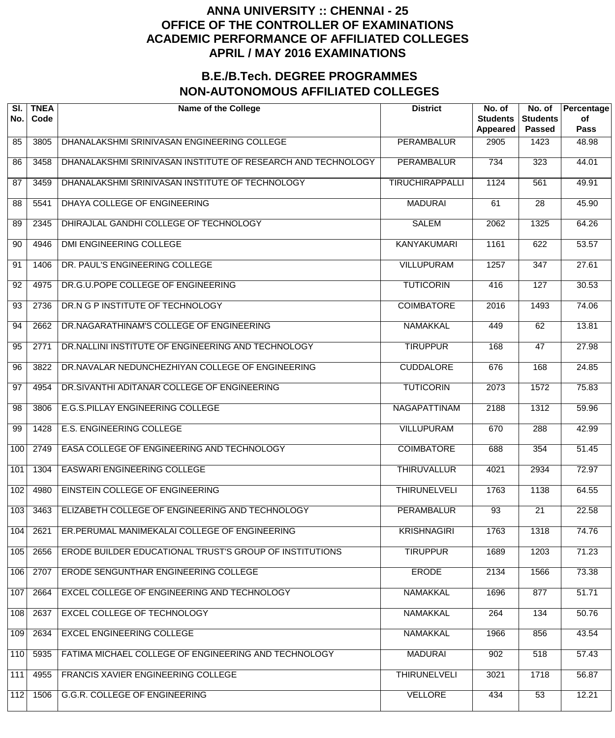# ANNA UNIVERSITY :: CHENNAI - 25
# OFFICE OF THE CONTROLLER OF EXAMINATIONS
# ACADEMIC PERFORMANCE OF AFFILIATED COLLEGES
# APRIL / MAY 2016 EXAMINATIONS

## B.E./B.Tech. DEGREE PROGRAMMES
## NON-AUTONOMOUS AFFILIATED COLLEGES

| Sl. No. | TNEA Code | Name of the College | District | No. of Students Appeared | No. of Students Passed | Percentage of Pass |
|---|---|---|---|---|---|---|
| 85 | 3805 | DHANALAKSHMI SRINIVASAN ENGINEERING COLLEGE | PERAMBALUR | 2905 | 1423 | 48.98 |
| 86 | 3458 | DHANALAKSHMI SRINIVASAN INSTITUTE OF RESEARCH AND TECHNOLOGY | PERAMBALUR | 734 | 323 | 44.01 |
| 87 | 3459 | DHANALAKSHMI SRINIVASAN INSTITUTE OF TECHNOLOGY | TIRUCHIRAPPALLI | 1124 | 561 | 49.91 |
| 88 | 5541 | DHAYA COLLEGE OF ENGINEERING | MADURAI | 61 | 28 | 45.90 |
| 89 | 2345 | DHIRAJLAL GANDHI COLLEGE OF TECHNOLOGY | SALEM | 2062 | 1325 | 64.26 |
| 90 | 4946 | DMI ENGINEERING COLLEGE | KANYAKUMARI | 1161 | 622 | 53.57 |
| 91 | 1406 | DR. PAUL'S ENGINEERING COLLEGE | VILLUPURAM | 1257 | 347 | 27.61 |
| 92 | 4975 | DR.G.U.POPE COLLEGE OF ENGINEERING | TUTICORIN | 416 | 127 | 30.53 |
| 93 | 2736 | DR.N G P INSTITUTE OF TECHNOLOGY | COIMBATORE | 2016 | 1493 | 74.06 |
| 94 | 2662 | DR.NAGARATHINAM'S COLLEGE OF ENGINEERING | NAMAKKAL | 449 | 62 | 13.81 |
| 95 | 2771 | DR.NALLINI INSTITUTE OF ENGINEERING AND TECHNOLOGY | TIRUPPUR | 168 | 47 | 27.98 |
| 96 | 3822 | DR.NAVALAR NEDUNCHEZHIYAN COLLEGE OF ENGINEERING | CUDDALORE | 676 | 168 | 24.85 |
| 97 | 4954 | DR.SIVANTHI ADITANAR COLLEGE OF ENGINEERING | TUTICORIN | 2073 | 1572 | 75.83 |
| 98 | 3806 | E.G.S.PILLAY ENGINEERING COLLEGE | NAGAPATTINAM | 2188 | 1312 | 59.96 |
| 99 | 1428 | E.S. ENGINEERING COLLEGE | VILLUPURAM | 670 | 288 | 42.99 |
| 100 | 2749 | EASA COLLEGE OF ENGINEERING AND TECHNOLOGY | COIMBATORE | 688 | 354 | 51.45 |
| 101 | 1304 | EASWARI ENGINEERING COLLEGE | THIRUVALLUR | 4021 | 2934 | 72.97 |
| 102 | 4980 | EINSTEIN COLLEGE OF ENGINEERING | THIRUNELVELI | 1763 | 1138 | 64.55 |
| 103 | 3463 | ELIZABETH COLLEGE OF ENGINEERING AND TECHNOLOGY | PERAMBALUR | 93 | 21 | 22.58 |
| 104 | 2621 | ER.PERUMAL MANIMEKALAI COLLEGE OF ENGINEERING | KRISHNAGIRI | 1763 | 1318 | 74.76 |
| 105 | 2656 | ERODE BUILDER EDUCATIONAL TRUST'S GROUP OF INSTITUTIONS | TIRUPPUR | 1689 | 1203 | 71.23 |
| 106 | 2707 | ERODE SENGUNTHAR ENGINEERING COLLEGE | ERODE | 2134 | 1566 | 73.38 |
| 107 | 2664 | EXCEL COLLEGE OF ENGINEERING AND TECHNOLOGY | NAMAKKAL | 1696 | 877 | 51.71 |
| 108 | 2637 | EXCEL COLLEGE OF TECHNOLOGY | NAMAKKAL | 264 | 134 | 50.76 |
| 109 | 2634 | EXCEL ENGINEERING COLLEGE | NAMAKKAL | 1966 | 856 | 43.54 |
| 110 | 5935 | FATIMA MICHAEL COLLEGE OF ENGINEERING AND TECHNOLOGY | MADURAI | 902 | 518 | 57.43 |
| 111 | 4955 | FRANCIS XAVIER ENGINEERING COLLEGE | THIRUNELVELI | 3021 | 1718 | 56.87 |
| 112 | 1506 | G.G.R. COLLEGE OF ENGINEERING | VELLORE | 434 | 53 | 12.21 |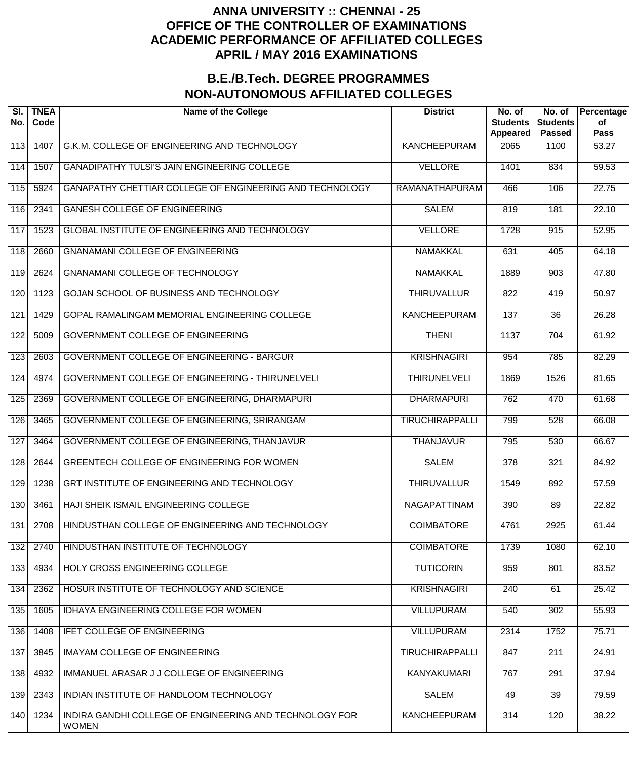# ANNA UNIVERSITY :: CHENNAI - 25
# OFFICE OF THE CONTROLLER OF EXAMINATIONS
# ACADEMIC PERFORMANCE OF AFFILIATED COLLEGES
# APRIL / MAY 2016 EXAMINATIONS

## B.E./B.Tech. DEGREE PROGRAMMES
## NON-AUTONOMOUS AFFILIATED COLLEGES

| Sl. No. | TNEA Code | Name of the College | District | No. of Students Appeared | No. of Students Passed | Percentage of Pass |
|---|---|---|---|---|---|---|
| 113 | 1407 | G.K.M. COLLEGE OF ENGINEERING AND TECHNOLOGY | KANCHEEPURAM | 2065 | 1100 | 53.27 |
| 114 | 1507 | GANADIPATHY TULSI'S JAIN ENGINEERING COLLEGE | VELLORE | 1401 | 834 | 59.53 |
| 115 | 5924 | GANAPATHY CHETTIAR COLLEGE OF ENGINEERING AND TECHNOLOGY | RAMANATHAPURAM | 466 | 106 | 22.75 |
| 116 | 2341 | GANESH COLLEGE OF ENGINEERING | SALEM | 819 | 181 | 22.10 |
| 117 | 1523 | GLOBAL INSTITUTE OF ENGINEERING AND TECHNOLOGY | VELLORE | 1728 | 915 | 52.95 |
| 118 | 2660 | GNANAMANI COLLEGE OF ENGINEERING | NAMAKKAL | 631 | 405 | 64.18 |
| 119 | 2624 | GNANAMANI COLLEGE OF TECHNOLOGY | NAMAKKAL | 1889 | 903 | 47.80 |
| 120 | 1123 | GOJAN SCHOOL OF BUSINESS AND TECHNOLOGY | THIRUVALLUR | 822 | 419 | 50.97 |
| 121 | 1429 | GOPAL RAMALINGAM MEMORIAL ENGINEERING COLLEGE | KANCHEEPURAM | 137 | 36 | 26.28 |
| 122 | 5009 | GOVERNMENT COLLEGE OF ENGINEERING | THENI | 1137 | 704 | 61.92 |
| 123 | 2603 | GOVERNMENT COLLEGE OF ENGINEERING - BARGUR | KRISHNAGIRI | 954 | 785 | 82.29 |
| 124 | 4974 | GOVERNMENT COLLEGE OF ENGINEERING - THIRUNELVELI | THIRUNELVELI | 1869 | 1526 | 81.65 |
| 125 | 2369 | GOVERNMENT COLLEGE OF ENGINEERING, DHARMAPURI | DHARMAPURI | 762 | 470 | 61.68 |
| 126 | 3465 | GOVERNMENT COLLEGE OF ENGINEERING, SRIRANGAM | TIRUCHIRAPPALLI | 799 | 528 | 66.08 |
| 127 | 3464 | GOVERNMENT COLLEGE OF ENGINEERING, THANJAVUR | THANJAVUR | 795 | 530 | 66.67 |
| 128 | 2644 | GREENTECH COLLEGE OF ENGINEERING FOR WOMEN | SALEM | 378 | 321 | 84.92 |
| 129 | 1238 | GRT INSTITUTE OF ENGINEERING AND TECHNOLOGY | THIRUVALLUR | 1549 | 892 | 57.59 |
| 130 | 3461 | HAJI SHEIK ISMAIL ENGINEERING COLLEGE | NAGAPATTINAM | 390 | 89 | 22.82 |
| 131 | 2708 | HINDUSTHAN COLLEGE OF ENGINEERING AND TECHNOLOGY | COIMBATORE | 4761 | 2925 | 61.44 |
| 132 | 2740 | HINDUSTHAN INSTITUTE OF TECHNOLOGY | COIMBATORE | 1739 | 1080 | 62.10 |
| 133 | 4934 | HOLY CROSS ENGINEERING COLLEGE | TUTICORIN | 959 | 801 | 83.52 |
| 134 | 2362 | HOSUR INSTITUTE OF TECHNOLOGY AND SCIENCE | KRISHNAGIRI | 240 | 61 | 25.42 |
| 135 | 1605 | IDHAYA ENGINEERING COLLEGE FOR WOMEN | VILLUPURAM | 540 | 302 | 55.93 |
| 136 | 1408 | IFET COLLEGE OF ENGINEERING | VILLUPURAM | 2314 | 1752 | 75.71 |
| 137 | 3845 | IMAYAM COLLEGE OF ENGINEERING | TIRUCHIRAPPALLI | 847 | 211 | 24.91 |
| 138 | 4932 | IMMANUEL ARASAR J J COLLEGE OF ENGINEERING | KANYAKUMARI | 767 | 291 | 37.94 |
| 139 | 2343 | INDIAN INSTITUTE OF HANDLOOM TECHNOLOGY | SALEM | 49 | 39 | 79.59 |
| 140 | 1234 | INDIRA GANDHI COLLEGE OF ENGINEERING AND TECHNOLOGY FOR WOMEN | KANCHEEPURAM | 314 | 120 | 38.22 |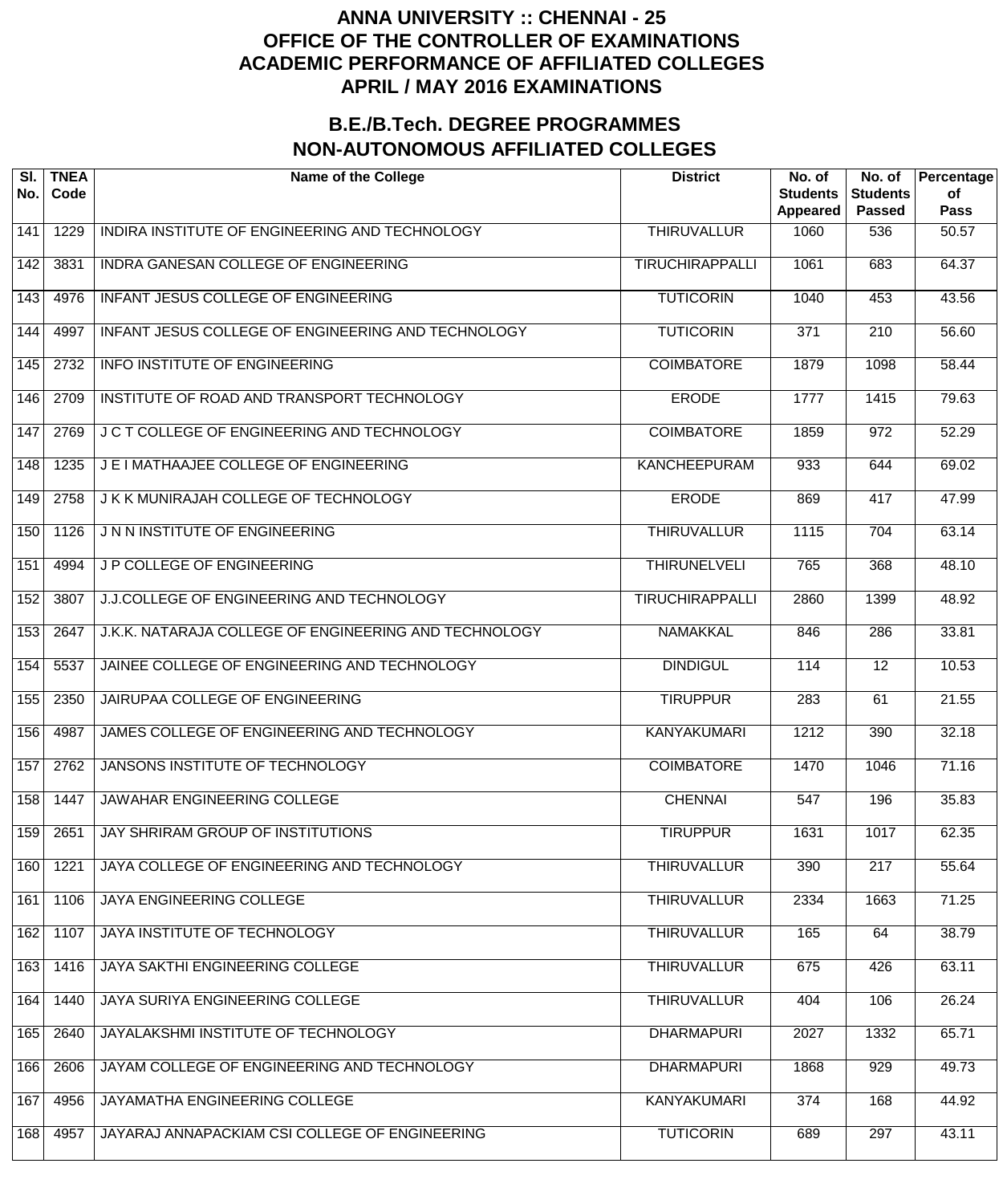# ANNA UNIVERSITY :: CHENNAI - 25
# OFFICE OF THE CONTROLLER OF EXAMINATIONS
# ACADEMIC PERFORMANCE OF AFFILIATED COLLEGES
# APRIL / MAY 2016 EXAMINATIONS

## B.E./B.Tech. DEGREE PROGRAMMES
## NON-AUTONOMOUS AFFILIATED COLLEGES

| Sl. No. | TNEA Code | Name of the College | District | No. of Students Appeared | No. of Students Passed | Percentage of Pass |
|---|---|---|---|---|---|---|
| 141 | 1229 | INDIRA INSTITUTE OF ENGINEERING AND TECHNOLOGY | THIRUVALLUR | 1060 | 536 | 50.57 |
| 142 | 3831 | INDRA GANESAN COLLEGE OF ENGINEERING | TIRUCHIRAPPALLI | 1061 | 683 | 64.37 |
| 143 | 4976 | INFANT JESUS COLLEGE OF ENGINEERING | TUTICORIN | 1040 | 453 | 43.56 |
| 144 | 4997 | INFANT JESUS COLLEGE OF ENGINEERING AND TECHNOLOGY | TUTICORIN | 371 | 210 | 56.60 |
| 145 | 2732 | INFO INSTITUTE OF ENGINEERING | COIMBATORE | 1879 | 1098 | 58.44 |
| 146 | 2709 | INSTITUTE OF ROAD AND TRANSPORT TECHNOLOGY | ERODE | 1777 | 1415 | 79.63 |
| 147 | 2769 | J C T COLLEGE OF ENGINEERING AND TECHNOLOGY | COIMBATORE | 1859 | 972 | 52.29 |
| 148 | 1235 | J E I MATHAAJEE COLLEGE OF ENGINEERING | KANCHEEPURAM | 933 | 644 | 69.02 |
| 149 | 2758 | J K K MUNIRAJAH COLLEGE OF TECHNOLOGY | ERODE | 869 | 417 | 47.99 |
| 150 | 1126 | J N N INSTITUTE OF ENGINEERING | THIRUVALLUR | 1115 | 704 | 63.14 |
| 151 | 4994 | J P COLLEGE OF ENGINEERING | THIRUNELVELI | 765 | 368 | 48.10 |
| 152 | 3807 | J.J.COLLEGE OF ENGINEERING AND TECHNOLOGY | TIRUCHIRAPPALLI | 2860 | 1399 | 48.92 |
| 153 | 2647 | J.K.K. NATARAJA COLLEGE OF ENGINEERING AND TECHNOLOGY | NAMAKKAL | 846 | 286 | 33.81 |
| 154 | 5537 | JAINEE COLLEGE OF ENGINEERING AND TECHNOLOGY | DINDIGUL | 114 | 12 | 10.53 |
| 155 | 2350 | JAIRUPAA COLLEGE OF ENGINEERING | TIRUPPUR | 283 | 61 | 21.55 |
| 156 | 4987 | JAMES COLLEGE OF ENGINEERING AND TECHNOLOGY | KANYAKUMARI | 1212 | 390 | 32.18 |
| 157 | 2762 | JANSONS INSTITUTE OF TECHNOLOGY | COIMBATORE | 1470 | 1046 | 71.16 |
| 158 | 1447 | JAWAHAR ENGINEERING COLLEGE | CHENNAI | 547 | 196 | 35.83 |
| 159 | 2651 | JAY SHRIRAM GROUP OF INSTITUTIONS | TIRUPPUR | 1631 | 1017 | 62.35 |
| 160 | 1221 | JAYA COLLEGE OF ENGINEERING AND TECHNOLOGY | THIRUVALLUR | 390 | 217 | 55.64 |
| 161 | 1106 | JAYA ENGINEERING COLLEGE | THIRUVALLUR | 2334 | 1663 | 71.25 |
| 162 | 1107 | JAYA INSTITUTE OF TECHNOLOGY | THIRUVALLUR | 165 | 64 | 38.79 |
| 163 | 1416 | JAYA SAKTHI ENGINEERING COLLEGE | THIRUVALLUR | 675 | 426 | 63.11 |
| 164 | 1440 | JAYA SURIYA ENGINEERING COLLEGE | THIRUVALLUR | 404 | 106 | 26.24 |
| 165 | 2640 | JAYALAKSHMI INSTITUTE OF TECHNOLOGY | DHARMAPURI | 2027 | 1332 | 65.71 |
| 166 | 2606 | JAYAM COLLEGE OF ENGINEERING AND TECHNOLOGY | DHARMAPURI | 1868 | 929 | 49.73 |
| 167 | 4956 | JAYAMATHA ENGINEERING COLLEGE | KANYAKUMARI | 374 | 168 | 44.92 |
| 168 | 4957 | JAYARAJ ANNAPACKIAM CSI COLLEGE OF ENGINEERING | TUTICORIN | 689 | 297 | 43.11 |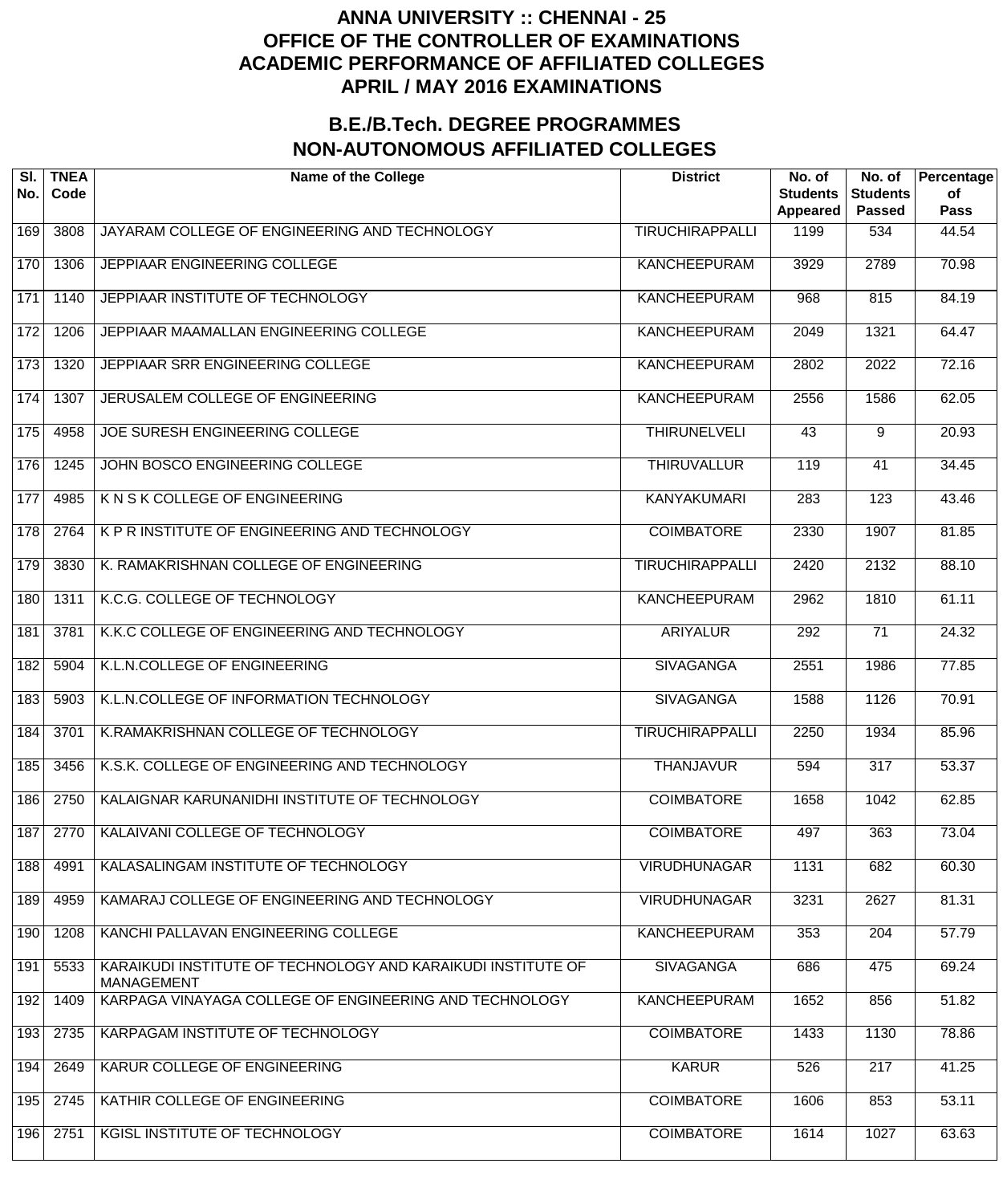# ANNA UNIVERSITY :: CHENNAI - 25
# OFFICE OF THE CONTROLLER OF EXAMINATIONS
# ACADEMIC PERFORMANCE OF AFFILIATED COLLEGES
# APRIL / MAY 2016 EXAMINATIONS

## B.E./B.Tech. DEGREE PROGRAMMES
## NON-AUTONOMOUS AFFILIATED COLLEGES

| Sl. No. | TNEA Code | Name of the College | District | No. of Students Appeared | No. of Students Passed | Percentage of Pass |
|---|---|---|---|---|---|---|
| 169 | 3808 | JAYARAM COLLEGE OF ENGINEERING AND TECHNOLOGY | TIRUCHIRAPPALLI | 1199 | 534 | 44.54 |
| 170 | 1306 | JEPPIAAR ENGINEERING COLLEGE | KANCHEEPURAM | 3929 | 2789 | 70.98 |
| 171 | 1140 | JEPPIAAR INSTITUTE OF TECHNOLOGY | KANCHEEPURAM | 968 | 815 | 84.19 |
| 172 | 1206 | JEPPIAAR MAAMALLAN ENGINEERING COLLEGE | KANCHEEPURAM | 2049 | 1321 | 64.47 |
| 173 | 1320 | JEPPIAAR SRR ENGINEERING COLLEGE | KANCHEEPURAM | 2802 | 2022 | 72.16 |
| 174 | 1307 | JERUSALEM COLLEGE OF ENGINEERING | KANCHEEPURAM | 2556 | 1586 | 62.05 |
| 175 | 4958 | JOE SURESH ENGINEERING COLLEGE | THIRUNELVELI | 43 | 9 | 20.93 |
| 176 | 1245 | JOHN BOSCO ENGINEERING COLLEGE | THIRUVALLUR | 119 | 41 | 34.45 |
| 177 | 4985 | K N S K COLLEGE OF ENGINEERING | KANYAKUMARI | 283 | 123 | 43.46 |
| 178 | 2764 | K P R INSTITUTE OF ENGINEERING AND TECHNOLOGY | COIMBATORE | 2330 | 1907 | 81.85 |
| 179 | 3830 | K. RAMAKRISHNAN COLLEGE OF ENGINEERING | TIRUCHIRAPPALLI | 2420 | 2132 | 88.10 |
| 180 | 1311 | K.C.G. COLLEGE OF TECHNOLOGY | KANCHEEPURAM | 2962 | 1810 | 61.11 |
| 181 | 3781 | K.K.C COLLEGE OF ENGINEERING AND TECHNOLOGY | ARIYALUR | 292 | 71 | 24.32 |
| 182 | 5904 | K.L.N.COLLEGE OF ENGINEERING | SIVAGANGA | 2551 | 1986 | 77.85 |
| 183 | 5903 | K.L.N.COLLEGE OF INFORMATION TECHNOLOGY | SIVAGANGA | 1588 | 1126 | 70.91 |
| 184 | 3701 | K.RAMAKRISHNAN COLLEGE OF TECHNOLOGY | TIRUCHIRAPPALLI | 2250 | 1934 | 85.96 |
| 185 | 3456 | K.S.K. COLLEGE OF ENGINEERING AND TECHNOLOGY | THANJAVUR | 594 | 317 | 53.37 |
| 186 | 2750 | KALAIGNAR KARUNANIDHI INSTITUTE OF TECHNOLOGY | COIMBATORE | 1658 | 1042 | 62.85 |
| 187 | 2770 | KALAIVANI COLLEGE OF TECHNOLOGY | COIMBATORE | 497 | 363 | 73.04 |
| 188 | 4991 | KALASALINGAM INSTITUTE OF TECHNOLOGY | VIRUDHUNAGAR | 1131 | 682 | 60.30 |
| 189 | 4959 | KAMARAJ COLLEGE OF ENGINEERING AND TECHNOLOGY | VIRUDHUNAGAR | 3231 | 2627 | 81.31 |
| 190 | 1208 | KANCHI PALLAVAN ENGINEERING COLLEGE | KANCHEEPURAM | 353 | 204 | 57.79 |
| 191 | 5533 | KARAIKUDI INSTITUTE OF TECHNOLOGY AND KARAIKUDI INSTITUTE OF MANAGEMENT | SIVAGANGA | 686 | 475 | 69.24 |
| 192 | 1409 | KARPAGA VINAYAGA COLLEGE OF ENGINEERING AND TECHNOLOGY | KANCHEEPURAM | 1652 | 856 | 51.82 |
| 193 | 2735 | KARPAGAM INSTITUTE OF TECHNOLOGY | COIMBATORE | 1433 | 1130 | 78.86 |
| 194 | 2649 | KARUR COLLEGE OF ENGINEERING | KARUR | 526 | 217 | 41.25 |
| 195 | 2745 | KATHIR COLLEGE OF ENGINEERING | COIMBATORE | 1606 | 853 | 53.11 |
| 196 | 2751 | KGISL INSTITUTE OF TECHNOLOGY | COIMBATORE | 1614 | 1027 | 63.63 |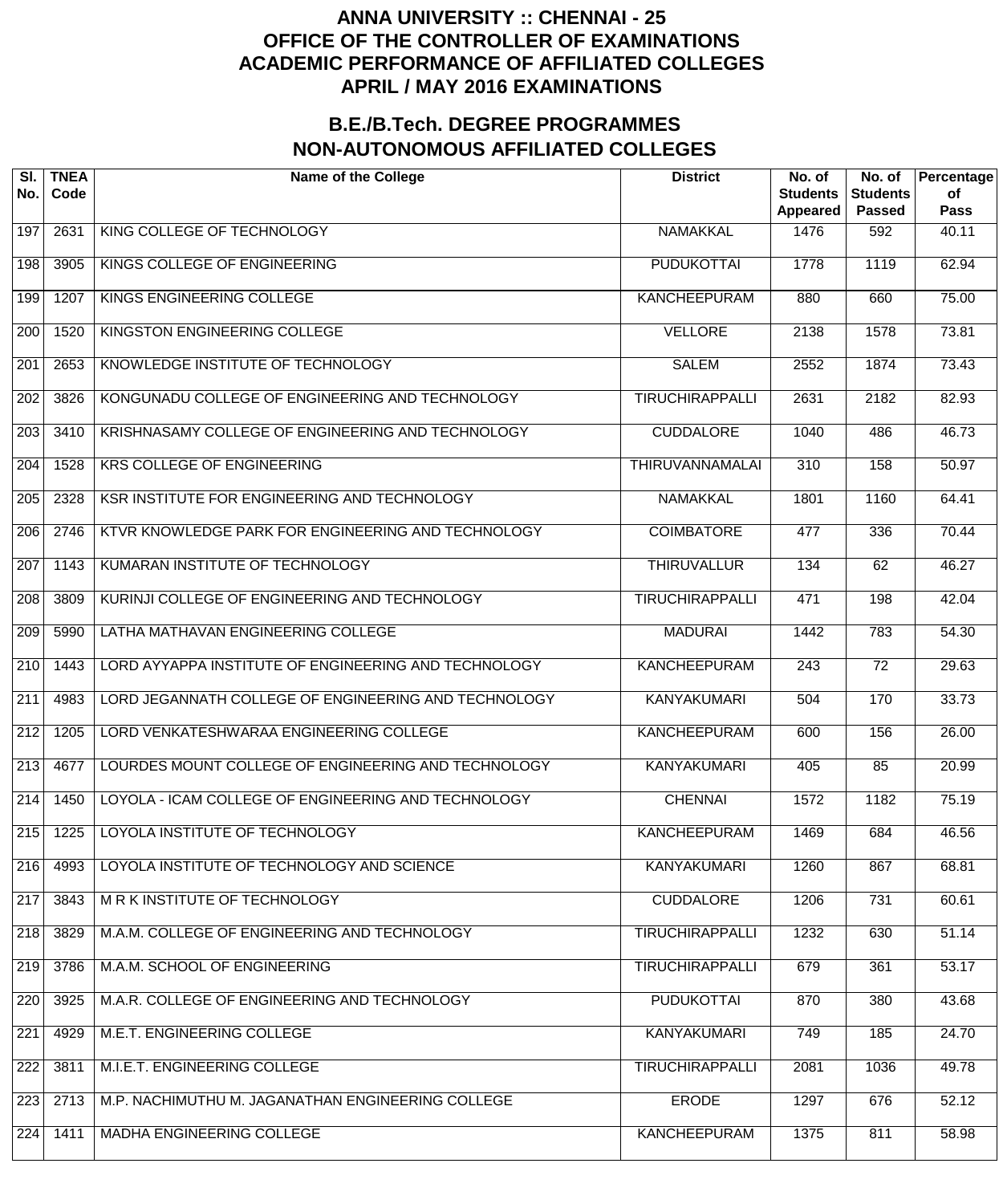# ANNA UNIVERSITY :: CHENNAI - 25
# OFFICE OF THE CONTROLLER OF EXAMINATIONS
# ACADEMIC PERFORMANCE OF AFFILIATED COLLEGES
# APRIL / MAY 2016 EXAMINATIONS

## B.E./B.Tech. DEGREE PROGRAMMES
## NON-AUTONOMOUS AFFILIATED COLLEGES

| Sl. No. | TNEA Code | Name of the College | District | No. of Students Appeared | No. of Students Passed | Percentage of Pass |
|---|---|---|---|---|---|---|
| 197 | 2631 | KING COLLEGE OF TECHNOLOGY | NAMAKKAL | 1476 | 592 | 40.11 |
| 198 | 3905 | KINGS COLLEGE OF ENGINEERING | PUDUKOTTAI | 1778 | 1119 | 62.94 |
| 199 | 1207 | KINGS ENGINEERING COLLEGE | KANCHEEPURAM | 880 | 660 | 75.00 |
| 200 | 1520 | KINGSTON ENGINEERING COLLEGE | VELLORE | 2138 | 1578 | 73.81 |
| 201 | 2653 | KNOWLEDGE INSTITUTE OF TECHNOLOGY | SALEM | 2552 | 1874 | 73.43 |
| 202 | 3826 | KONGUNADU COLLEGE OF ENGINEERING AND TECHNOLOGY | TIRUCHIRAPPALLI | 2631 | 2182 | 82.93 |
| 203 | 3410 | KRISHNASAMY COLLEGE OF ENGINEERING AND TECHNOLOGY | CUDDALORE | 1040 | 486 | 46.73 |
| 204 | 1528 | KRS COLLEGE OF ENGINEERING | THIRUVANNAMALAI | 310 | 158 | 50.97 |
| 205 | 2328 | KSR INSTITUTE FOR ENGINEERING AND TECHNOLOGY | NAMAKKAL | 1801 | 1160 | 64.41 |
| 206 | 2746 | KTVR KNOWLEDGE PARK FOR ENGINEERING AND TECHNOLOGY | COIMBATORE | 477 | 336 | 70.44 |
| 207 | 1143 | KUMARAN INSTITUTE OF TECHNOLOGY | THIRUVALLUR | 134 | 62 | 46.27 |
| 208 | 3809 | KURINJI COLLEGE OF ENGINEERING AND TECHNOLOGY | TIRUCHIRAPPALLI | 471 | 198 | 42.04 |
| 209 | 5990 | LATHA MATHAVAN ENGINEERING COLLEGE | MADURAI | 1442 | 783 | 54.30 |
| 210 | 1443 | LORD AYYAPPA INSTITUTE OF ENGINEERING AND TECHNOLOGY | KANCHEEPURAM | 243 | 72 | 29.63 |
| 211 | 4983 | LORD JEGANNATH COLLEGE OF ENGINEERING AND TECHNOLOGY | KANYAKUMARI | 504 | 170 | 33.73 |
| 212 | 1205 | LORD VENKATESHWARAA ENGINEERING COLLEGE | KANCHEEPURAM | 600 | 156 | 26.00 |
| 213 | 4677 | LOURDES MOUNT COLLEGE OF ENGINEERING AND TECHNOLOGY | KANYAKUMARI | 405 | 85 | 20.99 |
| 214 | 1450 | LOYOLA - ICAM COLLEGE OF ENGINEERING AND TECHNOLOGY | CHENNAI | 1572 | 1182 | 75.19 |
| 215 | 1225 | LOYOLA INSTITUTE OF TECHNOLOGY | KANCHEEPURAM | 1469 | 684 | 46.56 |
| 216 | 4993 | LOYOLA INSTITUTE OF TECHNOLOGY AND SCIENCE | KANYAKUMARI | 1260 | 867 | 68.81 |
| 217 | 3843 | M R K INSTITUTE OF TECHNOLOGY | CUDDALORE | 1206 | 731 | 60.61 |
| 218 | 3829 | M.A.M. COLLEGE OF ENGINEERING AND TECHNOLOGY | TIRUCHIRAPPALLI | 1232 | 630 | 51.14 |
| 219 | 3786 | M.A.M. SCHOOL OF ENGINEERING | TIRUCHIRAPPALLI | 679 | 361 | 53.17 |
| 220 | 3925 | M.A.R. COLLEGE OF ENGINEERING AND TECHNOLOGY | PUDUKOTTAI | 870 | 380 | 43.68 |
| 221 | 4929 | M.E.T. ENGINEERING COLLEGE | KANYAKUMARI | 749 | 185 | 24.70 |
| 222 | 3811 | M.I.E.T. ENGINEERING COLLEGE | TIRUCHIRAPPALLI | 2081 | 1036 | 49.78 |
| 223 | 2713 | M.P. NACHIMUTHU M. JAGANATHAN ENGINEERING COLLEGE | ERODE | 1297 | 676 | 52.12 |
| 224 | 1411 | MADHA ENGINEERING COLLEGE | KANCHEEPURAM | 1375 | 811 | 58.98 |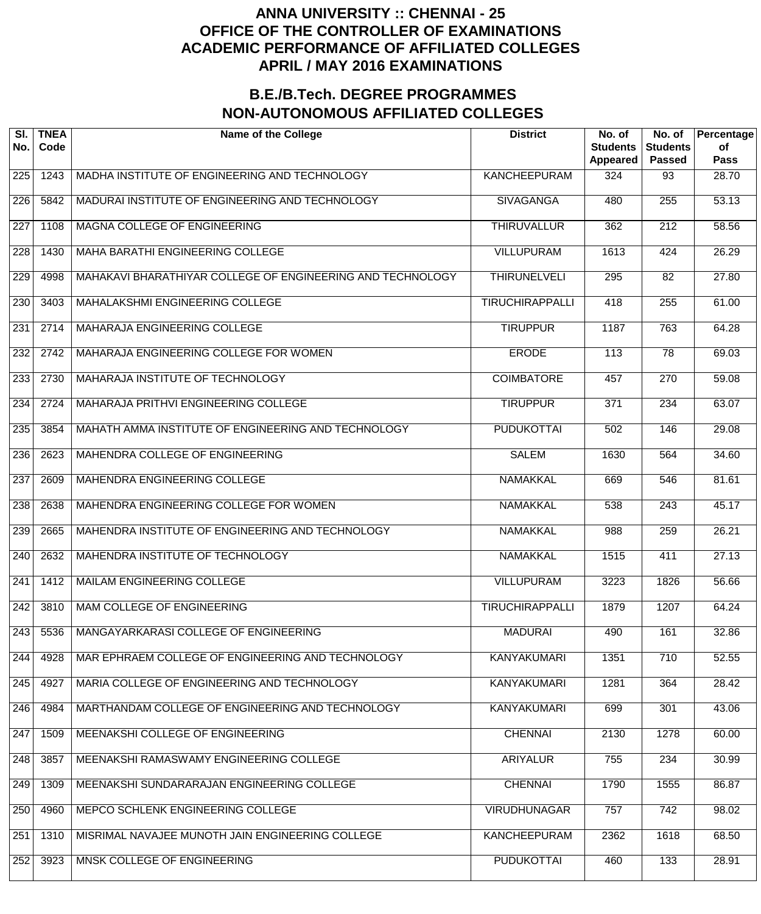# ANNA UNIVERSITY :: CHENNAI - 25
# OFFICE OF THE CONTROLLER OF EXAMINATIONS
# ACADEMIC PERFORMANCE OF AFFILIATED COLLEGES
# APRIL / MAY 2016 EXAMINATIONS

## B.E./B.Tech. DEGREE PROGRAMMES
## NON-AUTONOMOUS AFFILIATED COLLEGES

| Sl. No. | TNEA Code | Name of the College | District | No. of Students Appeared | No. of Students Passed | Percentage of Pass |
|---|---|---|---|---|---|---|
| 225 | 1243 | MADHA INSTITUTE OF ENGINEERING AND TECHNOLOGY | KANCHEEPURAM | 324 | 93 | 28.70 |
| 226 | 5842 | MADURAI INSTITUTE OF ENGINEERING AND TECHNOLOGY | SIVAGANGA | 480 | 255 | 53.13 |
| 227 | 1108 | MAGNA COLLEGE OF ENGINEERING | THIRUVALLUR | 362 | 212 | 58.56 |
| 228 | 1430 | MAHA BARATHI ENGINEERING COLLEGE | VILLUPURAM | 1613 | 424 | 26.29 |
| 229 | 4998 | MAHAKAVI BHARATHIYAR COLLEGE OF ENGINEERING AND TECHNOLOGY | THIRUNELVELI | 295 | 82 | 27.80 |
| 230 | 3403 | MAHALAKSHMI ENGINEERING COLLEGE | TIRUCHIRAPPALLI | 418 | 255 | 61.00 |
| 231 | 2714 | MAHARAJA ENGINEERING COLLEGE | TIRUPPUR | 1187 | 763 | 64.28 |
| 232 | 2742 | MAHARAJA ENGINEERING COLLEGE FOR WOMEN | ERODE | 113 | 78 | 69.03 |
| 233 | 2730 | MAHARAJA INSTITUTE OF TECHNOLOGY | COIMBATORE | 457 | 270 | 59.08 |
| 234 | 2724 | MAHARAJA PRITHVI ENGINEERING COLLEGE | TIRUPPUR | 371 | 234 | 63.07 |
| 235 | 3854 | MAHATH AMMA INSTITUTE OF ENGINEERING AND TECHNOLOGY | PUDUKOTTAI | 502 | 146 | 29.08 |
| 236 | 2623 | MAHENDRA COLLEGE OF ENGINEERING | SALEM | 1630 | 564 | 34.60 |
| 237 | 2609 | MAHENDRA ENGINEERING COLLEGE | NAMAKKAL | 669 | 546 | 81.61 |
| 238 | 2638 | MAHENDRA ENGINEERING COLLEGE FOR WOMEN | NAMAKKAL | 538 | 243 | 45.17 |
| 239 | 2665 | MAHENDRA INSTITUTE OF ENGINEERING AND TECHNOLOGY | NAMAKKAL | 988 | 259 | 26.21 |
| 240 | 2632 | MAHENDRA INSTITUTE OF TECHNOLOGY | NAMAKKAL | 1515 | 411 | 27.13 |
| 241 | 1412 | MAILAM ENGINEERING COLLEGE | VILLUPURAM | 3223 | 1826 | 56.66 |
| 242 | 3810 | MAM COLLEGE OF ENGINEERING | TIRUCHIRAPPALLI | 1879 | 1207 | 64.24 |
| 243 | 5536 | MANGAYARKARASI COLLEGE OF ENGINEERING | MADURAI | 490 | 161 | 32.86 |
| 244 | 4928 | MAR EPHRAEM COLLEGE OF ENGINEERING AND TECHNOLOGY | KANYAKUMARI | 1351 | 710 | 52.55 |
| 245 | 4927 | MARIA COLLEGE OF ENGINEERING AND TECHNOLOGY | KANYAKUMARI | 1281 | 364 | 28.42 |
| 246 | 4984 | MARTHANDAM COLLEGE OF ENGINEERING AND TECHNOLOGY | KANYAKUMARI | 699 | 301 | 43.06 |
| 247 | 1509 | MEENAKSHI COLLEGE OF ENGINEERING | CHENNAI | 2130 | 1278 | 60.00 |
| 248 | 3857 | MEENAKSHI RAMASWAMY ENGINEERING COLLEGE | ARIYALUR | 755 | 234 | 30.99 |
| 249 | 1309 | MEENAKSHI SUNDARARAJAN ENGINEERING COLLEGE | CHENNAI | 1790 | 1555 | 86.87 |
| 250 | 4960 | MEPCO SCHLENK ENGINEERING COLLEGE | VIRUDHUNAGAR | 757 | 742 | 98.02 |
| 251 | 1310 | MISRIMAL NAVAJEE MUNOTH JAIN ENGINEERING COLLEGE | KANCHEEPURAM | 2362 | 1618 | 68.50 |
| 252 | 3923 | MNSK COLLEGE OF ENGINEERING | PUDUKOTTAI | 460 | 133 | 28.91 |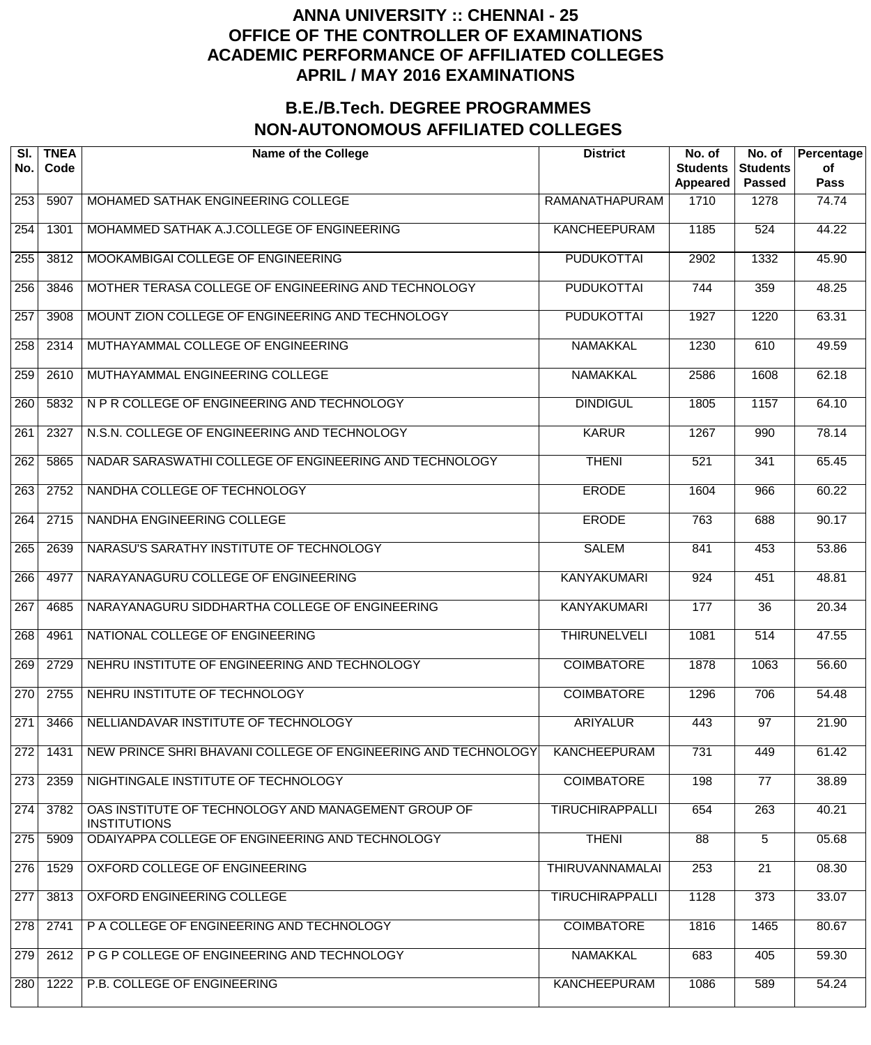# ANNA UNIVERSITY :: CHENNAI - 25
# OFFICE OF THE CONTROLLER OF EXAMINATIONS
# ACADEMIC PERFORMANCE OF AFFILIATED COLLEGES
# APRIL / MAY 2016 EXAMINATIONS

## B.E./B.Tech. DEGREE PROGRAMMES
## NON-AUTONOMOUS AFFILIATED COLLEGES

| Sl. No. | TNEA Code | Name of the College | District | No. of Students Appeared | No. of Students Passed | Percentage of Pass |
|---|---|---|---|---|---|---|
| 253 | 5907 | MOHAMED SATHAK ENGINEERING COLLEGE | RAMANATHAPURAM | 1710 | 1278 | 74.74 |
| 254 | 1301 | MOHAMMED SATHAK A.J.COLLEGE OF ENGINEERING | KANCHEEPURAM | 1185 | 524 | 44.22 |
| 255 | 3812 | MOOKAMBIGAI COLLEGE OF ENGINEERING | PUDUKOTTAI | 2902 | 1332 | 45.90 |
| 256 | 3846 | MOTHER TERASA COLLEGE OF ENGINEERING AND TECHNOLOGY | PUDUKOTTAI | 744 | 359 | 48.25 |
| 257 | 3908 | MOUNT ZION COLLEGE OF ENGINEERING AND TECHNOLOGY | PUDUKOTTAI | 1927 | 1220 | 63.31 |
| 258 | 2314 | MUTHAYAMMAL COLLEGE OF ENGINEERING | NAMAKKAL | 1230 | 610 | 49.59 |
| 259 | 2610 | MUTHAYAMMAL ENGINEERING COLLEGE | NAMAKKAL | 2586 | 1608 | 62.18 |
| 260 | 5832 | N P R COLLEGE OF ENGINEERING AND TECHNOLOGY | DINDIGUL | 1805 | 1157 | 64.10 |
| 261 | 2327 | N.S.N. COLLEGE OF ENGINEERING AND TECHNOLOGY | KARUR | 1267 | 990 | 78.14 |
| 262 | 5865 | NADAR SARASWATHI COLLEGE OF ENGINEERING AND TECHNOLOGY | THENI | 521 | 341 | 65.45 |
| 263 | 2752 | NANDHA COLLEGE OF TECHNOLOGY | ERODE | 1604 | 966 | 60.22 |
| 264 | 2715 | NANDHA ENGINEERING COLLEGE | ERODE | 763 | 688 | 90.17 |
| 265 | 2639 | NARASU'S SARATHY INSTITUTE OF TECHNOLOGY | SALEM | 841 | 453 | 53.86 |
| 266 | 4977 | NARAYANAGURU COLLEGE OF ENGINEERING | KANYAKUMARI | 924 | 451 | 48.81 |
| 267 | 4685 | NARAYANAGURU SIDDHARTHA COLLEGE OF ENGINEERING | KANYAKUMARI | 177 | 36 | 20.34 |
| 268 | 4961 | NATIONAL COLLEGE OF ENGINEERING | THIRUNELVELI | 1081 | 514 | 47.55 |
| 269 | 2729 | NEHRU INSTITUTE OF ENGINEERING AND TECHNOLOGY | COIMBATORE | 1878 | 1063 | 56.60 |
| 270 | 2755 | NEHRU INSTITUTE OF TECHNOLOGY | COIMBATORE | 1296 | 706 | 54.48 |
| 271 | 3466 | NELLIANDAVAR INSTITUTE OF TECHNOLOGY | ARIYALUR | 443 | 97 | 21.90 |
| 272 | 1431 | NEW PRINCE SHRI BHAVANI COLLEGE OF ENGINEERING AND TECHNOLOGY | KANCHEEPURAM | 731 | 449 | 61.42 |
| 273 | 2359 | NIGHTINGALE INSTITUTE OF TECHNOLOGY | COIMBATORE | 198 | 77 | 38.89 |
| 274 | 3782 | OAS INSTITUTE OF TECHNOLOGY AND MANAGEMENT GROUP OF INSTITUTIONS | TIRUCHIRAPPALLI | 654 | 263 | 40.21 |
| 275 | 5909 | ODAIYAPPA COLLEGE OF ENGINEERING AND TECHNOLOGY | THENI | 88 | 5 | 05.68 |
| 276 | 1529 | OXFORD COLLEGE OF ENGINEERING | THIRUVANNAMALAI | 253 | 21 | 08.30 |
| 277 | 3813 | OXFORD ENGINEERING COLLEGE | TIRUCHIRAPPALLI | 1128 | 373 | 33.07 |
| 278 | 2741 | P A COLLEGE OF ENGINEERING AND TECHNOLOGY | COIMBATORE | 1816 | 1465 | 80.67 |
| 279 | 2612 | P G P COLLEGE OF ENGINEERING AND TECHNOLOGY | NAMAKKAL | 683 | 405 | 59.30 |
| 280 | 1222 | P.B. COLLEGE OF ENGINEERING | KANCHEEPURAM | 1086 | 589 | 54.24 |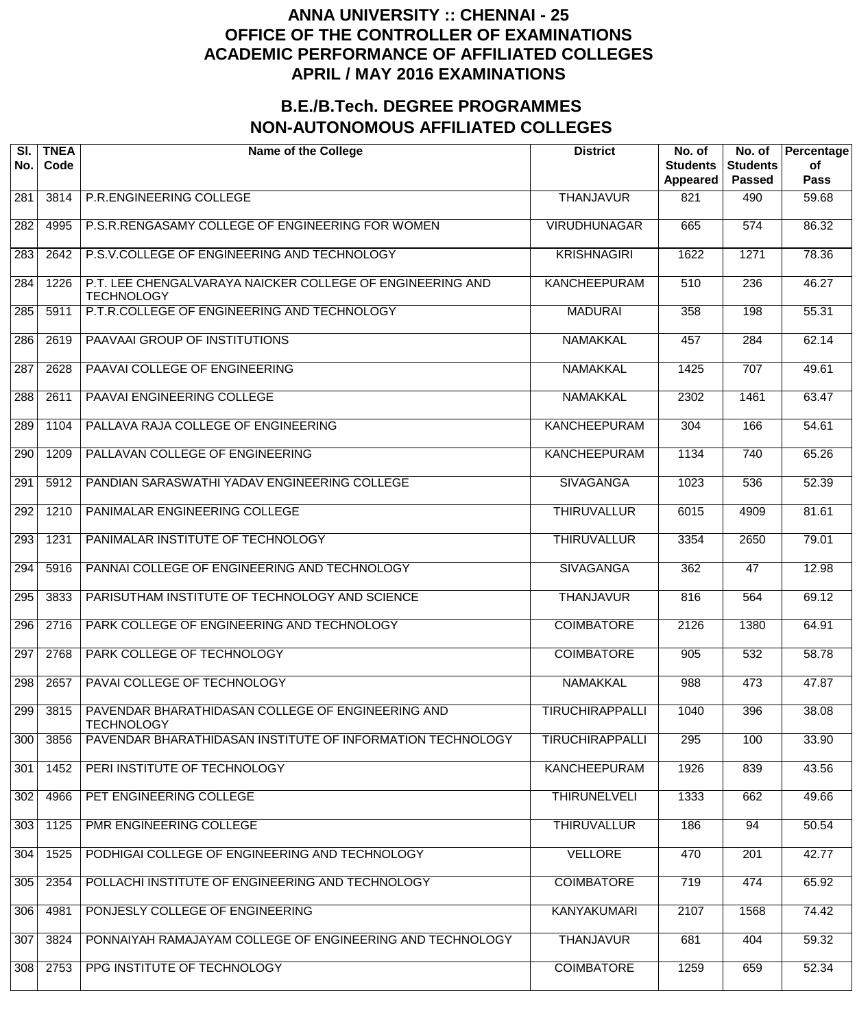# ANNA UNIVERSITY :: CHENNAI - 25
# OFFICE OF THE CONTROLLER OF EXAMINATIONS
# ACADEMIC PERFORMANCE OF AFFILIATED COLLEGES
# APRIL / MAY 2016 EXAMINATIONS

## B.E./B.Tech. DEGREE PROGRAMMES
## NON-AUTONOMOUS AFFILIATED COLLEGES

| Sl. No. | TNEA Code | Name of the College | District | No. of Students Appeared | No. of Students Passed | Percentage of Pass |
|---|---|---|---|---|---|---|
| 281 | 3814 | P.R.ENGINEERING COLLEGE | THANJAVUR | 821 | 490 | 59.68 |
| 282 | 4995 | P.S.R.RENGASAMY COLLEGE OF ENGINEERING FOR WOMEN | VIRUDHUNAGAR | 665 | 574 | 86.32 |
| 283 | 2642 | P.S.V.COLLEGE OF ENGINEERING AND TECHNOLOGY | KRISHNAGIRI | 1622 | 1271 | 78.36 |
| 284 | 1226 | P.T. LEE CHENGALVARAYA NAICKER COLLEGE OF ENGINEERING AND TECHNOLOGY | KANCHEEPURAM | 510 | 236 | 46.27 |
| 285 | 5911 | P.T.R.COLLEGE OF ENGINEERING AND TECHNOLOGY | MADURAI | 358 | 198 | 55.31 |
| 286 | 2619 | PAAVAAI GROUP OF INSTITUTIONS | NAMAKKAL | 457 | 284 | 62.14 |
| 287 | 2628 | PAAVAI COLLEGE OF ENGINEERING | NAMAKKAL | 1425 | 707 | 49.61 |
| 288 | 2611 | PAAVAI ENGINEERING COLLEGE | NAMAKKAL | 2302 | 1461 | 63.47 |
| 289 | 1104 | PALLAVA RAJA COLLEGE OF ENGINEERING | KANCHEEPURAM | 304 | 166 | 54.61 |
| 290 | 1209 | PALLAVAN COLLEGE OF ENGINEERING | KANCHEEPURAM | 1134 | 740 | 65.26 |
| 291 | 5912 | PANDIAN SARASWATHI YADAV ENGINEERING COLLEGE | SIVAGANGA | 1023 | 536 | 52.39 |
| 292 | 1210 | PANIMALAR ENGINEERING COLLEGE | THIRUVALLUR | 6015 | 4909 | 81.61 |
| 293 | 1231 | PANIMALAR INSTITUTE OF TECHNOLOGY | THIRUVALLUR | 3354 | 2650 | 79.01 |
| 294 | 5916 | PANNAI COLLEGE OF ENGINEERING AND TECHNOLOGY | SIVAGANGA | 362 | 47 | 12.98 |
| 295 | 3833 | PARISUTHAM INSTITUTE OF TECHNOLOGY AND SCIENCE | THANJAVUR | 816 | 564 | 69.12 |
| 296 | 2716 | PARK COLLEGE OF ENGINEERING AND TECHNOLOGY | COIMBATORE | 2126 | 1380 | 64.91 |
| 297 | 2768 | PARK COLLEGE OF TECHNOLOGY | COIMBATORE | 905 | 532 | 58.78 |
| 298 | 2657 | PAVAI COLLEGE OF TECHNOLOGY | NAMAKKAL | 988 | 473 | 47.87 |
| 299 | 3815 | PAVENDAR BHARATHIDASAN COLLEGE OF ENGINEERING AND TECHNOLOGY | TIRUCHIRAPPALLI | 1040 | 396 | 38.08 |
| 300 | 3856 | PAVENDAR BHARATHIDASAN INSTITUTE OF INFORMATION TECHNOLOGY | TIRUCHIRAPPALLI | 295 | 100 | 33.90 |
| 301 | 1452 | PERI INSTITUTE OF TECHNOLOGY | KANCHEEPURAM | 1926 | 839 | 43.56 |
| 302 | 4966 | PET ENGINEERING COLLEGE | THIRUNELVELI | 1333 | 662 | 49.66 |
| 303 | 1125 | PMR ENGINEERING COLLEGE | THIRUVALLUR | 186 | 94 | 50.54 |
| 304 | 1525 | PODHIGAI COLLEGE OF ENGINEERING AND TECHNOLOGY | VELLORE | 470 | 201 | 42.77 |
| 305 | 2354 | POLLACHI INSTITUTE OF ENGINEERING AND TECHNOLOGY | COIMBATORE | 719 | 474 | 65.92 |
| 306 | 4981 | PONJESLY COLLEGE OF ENGINEERING | KANYAKUMARI | 2107 | 1568 | 74.42 |
| 307 | 3824 | PONNAIYAH RAMAJAYAM COLLEGE OF ENGINEERING AND TECHNOLOGY | THANJAVUR | 681 | 404 | 59.32 |
| 308 | 2753 | PPG INSTITUTE OF TECHNOLOGY | COIMBATORE | 1259 | 659 | 52.34 |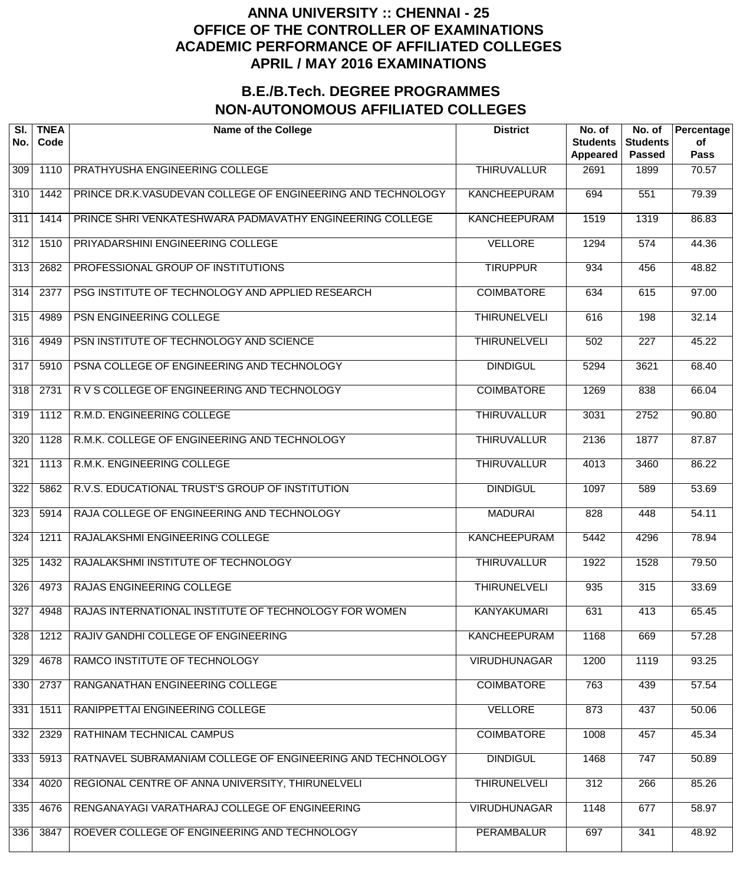# ANNA UNIVERSITY :: CHENNAI - 25
# OFFICE OF THE CONTROLLER OF EXAMINATIONS
# ACADEMIC PERFORMANCE OF AFFILIATED COLLEGES
# APRIL / MAY 2016 EXAMINATIONS

## B.E./B.Tech. DEGREE PROGRAMMES
## NON-AUTONOMOUS AFFILIATED COLLEGES

| Sl. No. | TNEA Code | Name of the College | District | No. of Students Appeared | No. of Students Passed | Percentage of Pass |
|---|---|---|---|---|---|---|
| 309 | 1110 | PRATHYUSHA ENGINEERING COLLEGE | THIRUVALLUR | 2691 | 1899 | 70.57 |
| 310 | 1442 | PRINCE DR.K.VASUDEVAN COLLEGE OF ENGINEERING AND TECHNOLOGY | KANCHEEPURAM | 694 | 551 | 79.39 |
| 311 | 1414 | PRINCE SHRI VENKATESHWARA PADMAVATHY ENGINEERING COLLEGE | KANCHEEPURAM | 1519 | 1319 | 86.83 |
| 312 | 1510 | PRIYADARSHINI ENGINEERING COLLEGE | VELLORE | 1294 | 574 | 44.36 |
| 313 | 2682 | PROFESSIONAL GROUP OF INSTITUTIONS | TIRUPPUR | 934 | 456 | 48.82 |
| 314 | 2377 | PSG INSTITUTE OF TECHNOLOGY AND APPLIED RESEARCH | COIMBATORE | 634 | 615 | 97.00 |
| 315 | 4989 | PSN ENGINEERING COLLEGE | THIRUNELVELI | 616 | 198 | 32.14 |
| 316 | 4949 | PSN INSTITUTE OF TECHNOLOGY AND SCIENCE | THIRUNELVELI | 502 | 227 | 45.22 |
| 317 | 5910 | PSNA COLLEGE OF ENGINEERING AND TECHNOLOGY | DINDIGUL | 5294 | 3621 | 68.40 |
| 318 | 2731 | R V S COLLEGE OF ENGINEERING AND TECHNOLOGY | COIMBATORE | 1269 | 838 | 66.04 |
| 319 | 1112 | R.M.D. ENGINEERING COLLEGE | THIRUVALLUR | 3031 | 2752 | 90.80 |
| 320 | 1128 | R.M.K. COLLEGE OF ENGINEERING AND TECHNOLOGY | THIRUVALLUR | 2136 | 1877 | 87.87 |
| 321 | 1113 | R.M.K. ENGINEERING COLLEGE | THIRUVALLUR | 4013 | 3460 | 86.22 |
| 322 | 5862 | R.V.S. EDUCATIONAL TRUST'S GROUP OF INSTITUTION | DINDIGUL | 1097 | 589 | 53.69 |
| 323 | 5914 | RAJA COLLEGE OF ENGINEERING AND TECHNOLOGY | MADURAI | 828 | 448 | 54.11 |
| 324 | 1211 | RAJALAKSHMI ENGINEERING COLLEGE | KANCHEEPURAM | 5442 | 4296 | 78.94 |
| 325 | 1432 | RAJALAKSHMI INSTITUTE OF TECHNOLOGY | THIRUVALLUR | 1922 | 1528 | 79.50 |
| 326 | 4973 | RAJAS ENGINEERING COLLEGE | THIRUNELVELI | 935 | 315 | 33.69 |
| 327 | 4948 | RAJAS INTERNATIONAL INSTITUTE OF TECHNOLOGY FOR WOMEN | KANYAKUMARI | 631 | 413 | 65.45 |
| 328 | 1212 | RAJIV GANDHI COLLEGE OF ENGINEERING | KANCHEEPURAM | 1168 | 669 | 57.28 |
| 329 | 4678 | RAMCO INSTITUTE OF TECHNOLOGY | VIRUDHUNAGAR | 1200 | 1119 | 93.25 |
| 330 | 2737 | RANGANATHAN ENGINEERING COLLEGE | COIMBATORE | 763 | 439 | 57.54 |
| 331 | 1511 | RANIPPETTAI ENGINEERING COLLEGE | VELLORE | 873 | 437 | 50.06 |
| 332 | 2329 | RATHINAM TECHNICAL CAMPUS | COIMBATORE | 1008 | 457 | 45.34 |
| 333 | 5913 | RATNAVEL SUBRAMANIAM COLLEGE OF ENGINEERING AND TECHNOLOGY | DINDIGUL | 1468 | 747 | 50.89 |
| 334 | 4020 | REGIONAL CENTRE OF ANNA UNIVERSITY, THIRUNELVELI | THIRUNELVELI | 312 | 266 | 85.26 |
| 335 | 4676 | RENGANAYAGI VARATHARAJ COLLEGE OF ENGINEERING | VIRUDHUNAGAR | 1148 | 677 | 58.97 |
| 336 | 3847 | ROEVER COLLEGE OF ENGINEERING AND TECHNOLOGY | PERAMBALUR | 697 | 341 | 48.92 |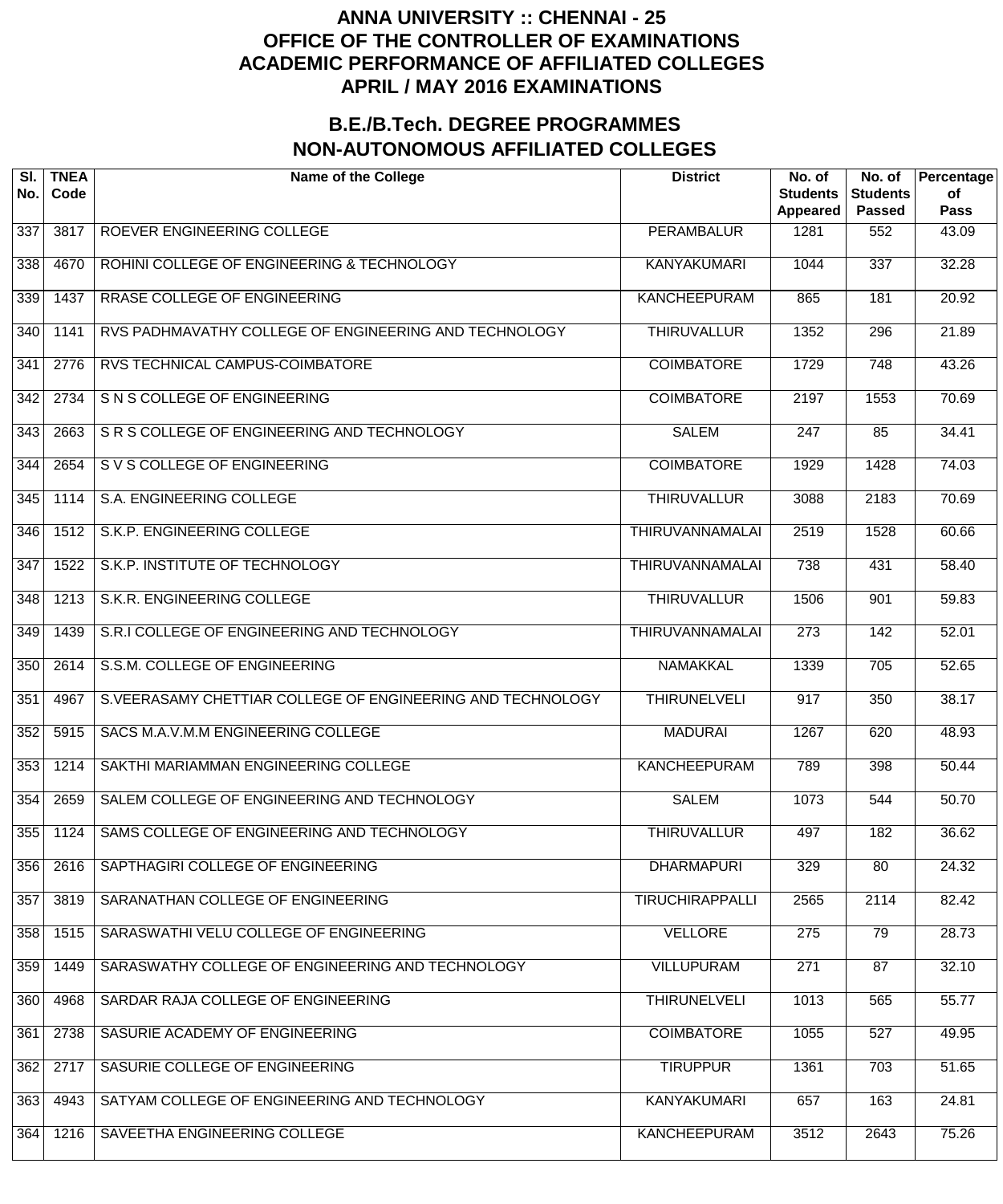# ANNA UNIVERSITY :: CHENNAI - 25
# OFFICE OF THE CONTROLLER OF EXAMINATIONS
# ACADEMIC PERFORMANCE OF AFFILIATED COLLEGES
# APRIL / MAY 2016 EXAMINATIONS

## B.E./B.Tech. DEGREE PROGRAMMES
## NON-AUTONOMOUS AFFILIATED COLLEGES

| Sl. No. | TNEA Code | Name of the College | District | No. of Students Appeared | No. of Students Passed | Percentage of Pass |
|---|---|---|---|---|---|---|
| 337 | 3817 | ROEVER ENGINEERING COLLEGE | PERAMBALUR | 1281 | 552 | 43.09 |
| 338 | 4670 | ROHINI COLLEGE OF ENGINEERING & TECHNOLOGY | KANYAKUMARI | 1044 | 337 | 32.28 |
| 339 | 1437 | RRASE COLLEGE OF ENGINEERING | KANCHEEPURAM | 865 | 181 | 20.92 |
| 340 | 1141 | RVS PADHMAVATHY COLLEGE OF ENGINEERING AND TECHNOLOGY | THIRUVALLUR | 1352 | 296 | 21.89 |
| 341 | 2776 | RVS TECHNICAL CAMPUS-COIMBATORE | COIMBATORE | 1729 | 748 | 43.26 |
| 342 | 2734 | S N S COLLEGE OF ENGINEERING | COIMBATORE | 2197 | 1553 | 70.69 |
| 343 | 2663 | S R S COLLEGE OF ENGINEERING AND TECHNOLOGY | SALEM | 247 | 85 | 34.41 |
| 344 | 2654 | S V S COLLEGE OF ENGINEERING | COIMBATORE | 1929 | 1428 | 74.03 |
| 345 | 1114 | S.A. ENGINEERING COLLEGE | THIRUVALLUR | 3088 | 2183 | 70.69 |
| 346 | 1512 | S.K.P. ENGINEERING COLLEGE | THIRUVANNAMALAI | 2519 | 1528 | 60.66 |
| 347 | 1522 | S.K.P. INSTITUTE OF TECHNOLOGY | THIRUVANNAMALAI | 738 | 431 | 58.40 |
| 348 | 1213 | S.K.R. ENGINEERING COLLEGE | THIRUVALLUR | 1506 | 901 | 59.83 |
| 349 | 1439 | S.R.I COLLEGE OF ENGINEERING AND TECHNOLOGY | THIRUVANNAMALAI | 273 | 142 | 52.01 |
| 350 | 2614 | S.S.M. COLLEGE OF ENGINEERING | NAMAKKAL | 1339 | 705 | 52.65 |
| 351 | 4967 | S.VEERASAMY CHETTIAR COLLEGE OF ENGINEERING AND TECHNOLOGY | THIRUNELVELI | 917 | 350 | 38.17 |
| 352 | 5915 | SACS M.A.V.M.M ENGINEERING COLLEGE | MADURAI | 1267 | 620 | 48.93 |
| 353 | 1214 | SAKTHI MARIAMMAN ENGINEERING COLLEGE | KANCHEEPURAM | 789 | 398 | 50.44 |
| 354 | 2659 | SALEM COLLEGE OF ENGINEERING AND TECHNOLOGY | SALEM | 1073 | 544 | 50.70 |
| 355 | 1124 | SAMS COLLEGE OF ENGINEERING AND TECHNOLOGY | THIRUVALLUR | 497 | 182 | 36.62 |
| 356 | 2616 | SAPTHAGIRI COLLEGE OF ENGINEERING | DHARMAPURI | 329 | 80 | 24.32 |
| 357 | 3819 | SARANATHAN COLLEGE OF ENGINEERING | TIRUCHIRAPPALLI | 2565 | 2114 | 82.42 |
| 358 | 1515 | SARASWATHI VELU COLLEGE OF ENGINEERING | VELLORE | 275 | 79 | 28.73 |
| 359 | 1449 | SARASWATHY COLLEGE OF ENGINEERING AND TECHNOLOGY | VILLUPURAM | 271 | 87 | 32.10 |
| 360 | 4968 | SARDAR RAJA COLLEGE OF ENGINEERING | THIRUNELVELI | 1013 | 565 | 55.77 |
| 361 | 2738 | SASURIE ACADEMY OF ENGINEERING | COIMBATORE | 1055 | 527 | 49.95 |
| 362 | 2717 | SASURIE COLLEGE OF ENGINEERING | TIRUPPUR | 1361 | 703 | 51.65 |
| 363 | 4943 | SATYAM COLLEGE OF ENGINEERING AND TECHNOLOGY | KANYAKUMARI | 657 | 163 | 24.81 |
| 364 | 1216 | SAVEETHA ENGINEERING COLLEGE | KANCHEEPURAM | 3512 | 2643 | 75.26 |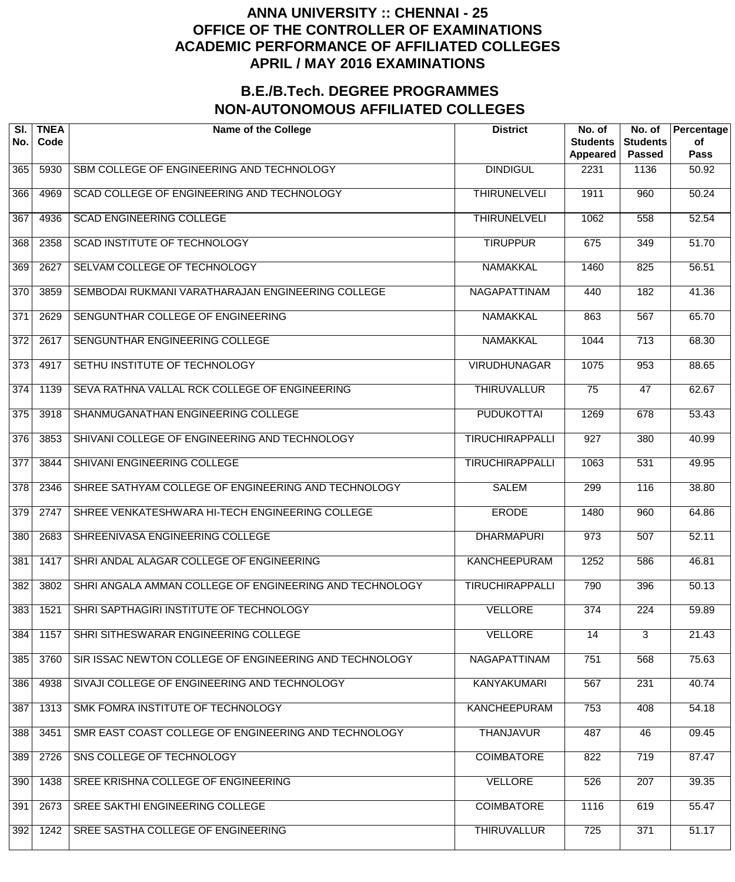# ANNA UNIVERSITY :: CHENNAI - 25
# OFFICE OF THE CONTROLLER OF EXAMINATIONS
# ACADEMIC PERFORMANCE OF AFFILIATED COLLEGES
# APRIL / MAY 2016 EXAMINATIONS

## B.E./B.Tech. DEGREE PROGRAMMES
## NON-AUTONOMOUS AFFILIATED COLLEGES

| Sl. No. | TNEA Code | Name of the College | District | No. of Students Appeared | No. of Students Passed | Percentage of Pass |
|---|---|---|---|---|---|---|
| 365 | 5930 | SBM COLLEGE OF ENGINEERING AND TECHNOLOGY | DINDIGUL | 2231 | 1136 | 50.92 |
| 366 | 4969 | SCAD COLLEGE OF ENGINEERING AND TECHNOLOGY | THIRUNELVELI | 1911 | 960 | 50.24 |
| 367 | 4936 | SCAD ENGINEERING COLLEGE | THIRUNELVELI | 1062 | 558 | 52.54 |
| 368 | 2358 | SCAD INSTITUTE OF TECHNOLOGY | TIRUPPUR | 675 | 349 | 51.70 |
| 369 | 2627 | SELVAM COLLEGE OF TECHNOLOGY | NAMAKKAL | 1460 | 825 | 56.51 |
| 370 | 3859 | SEMBODAI RUKMANI VARATHARAJAN ENGINEERING COLLEGE | NAGAPATTINAM | 440 | 182 | 41.36 |
| 371 | 2629 | SENGUNTHAR COLLEGE OF ENGINEERING | NAMAKKAL | 863 | 567 | 65.70 |
| 372 | 2617 | SENGUNTHAR ENGINEERING COLLEGE | NAMAKKAL | 1044 | 713 | 68.30 |
| 373 | 4917 | SETHU INSTITUTE OF TECHNOLOGY | VIRUDHUNAGAR | 1075 | 953 | 88.65 |
| 374 | 1139 | SEVA RATHNA VALLAL RCK COLLEGE OF ENGINEERING | THIRUVALLUR | 75 | 47 | 62.67 |
| 375 | 3918 | SHANMUGANATHAN ENGINEERING COLLEGE | PUDUKOTTAI | 1269 | 678 | 53.43 |
| 376 | 3853 | SHIVANI COLLEGE OF ENGINEERING AND TECHNOLOGY | TIRUCHIRAPPALLI | 927 | 380 | 40.99 |
| 377 | 3844 | SHIVANI ENGINEERING COLLEGE | TIRUCHIRAPPALLI | 1063 | 531 | 49.95 |
| 378 | 2346 | SHREE SATHYAM COLLEGE OF ENGINEERING AND TECHNOLOGY | SALEM | 299 | 116 | 38.80 |
| 379 | 2747 | SHREE VENKATESHWARA HI-TECH ENGINEERING COLLEGE | ERODE | 1480 | 960 | 64.86 |
| 380 | 2683 | SHREENIVASA ENGINEERING COLLEGE | DHARMAPURI | 973 | 507 | 52.11 |
| 381 | 1417 | SHRI ANDAL ALAGAR COLLEGE OF ENGINEERING | KANCHEEPURAM | 1252 | 586 | 46.81 |
| 382 | 3802 | SHRI ANGALA AMMAN COLLEGE OF ENGINEERING AND TECHNOLOGY | TIRUCHIRAPPALLI | 790 | 396 | 50.13 |
| 383 | 1521 | SHRI SAPTHAGIRI INSTITUTE OF TECHNOLOGY | VELLORE | 374 | 224 | 59.89 |
| 384 | 1157 | SHRI SITHESWARAR ENGINEERING COLLEGE | VELLORE | 14 | 3 | 21.43 |
| 385 | 3760 | SIR ISSAC NEWTON COLLEGE OF ENGINEERING AND TECHNOLOGY | NAGAPATTINAM | 751 | 568 | 75.63 |
| 386 | 4938 | SIVAJI COLLEGE OF ENGINEERING AND TECHNOLOGY | KANYAKUMARI | 567 | 231 | 40.74 |
| 387 | 1313 | SMK FOMRA INSTITUTE OF TECHNOLOGY | KANCHEEPURAM | 753 | 408 | 54.18 |
| 388 | 3451 | SMR EAST COAST COLLEGE OF ENGINEERING AND TECHNOLOGY | THANJAVUR | 487 | 46 | 09.45 |
| 389 | 2726 | SNS COLLEGE OF TECHNOLOGY | COIMBATORE | 822 | 719 | 87.47 |
| 390 | 1438 | SREE KRISHNA COLLEGE OF ENGINEERING | VELLORE | 526 | 207 | 39.35 |
| 391 | 2673 | SREE SAKTHI ENGINEERING COLLEGE | COIMBATORE | 1116 | 619 | 55.47 |
| 392 | 1242 | SREE SASTHA COLLEGE OF ENGINEERING | THIRUVALLUR | 725 | 371 | 51.17 |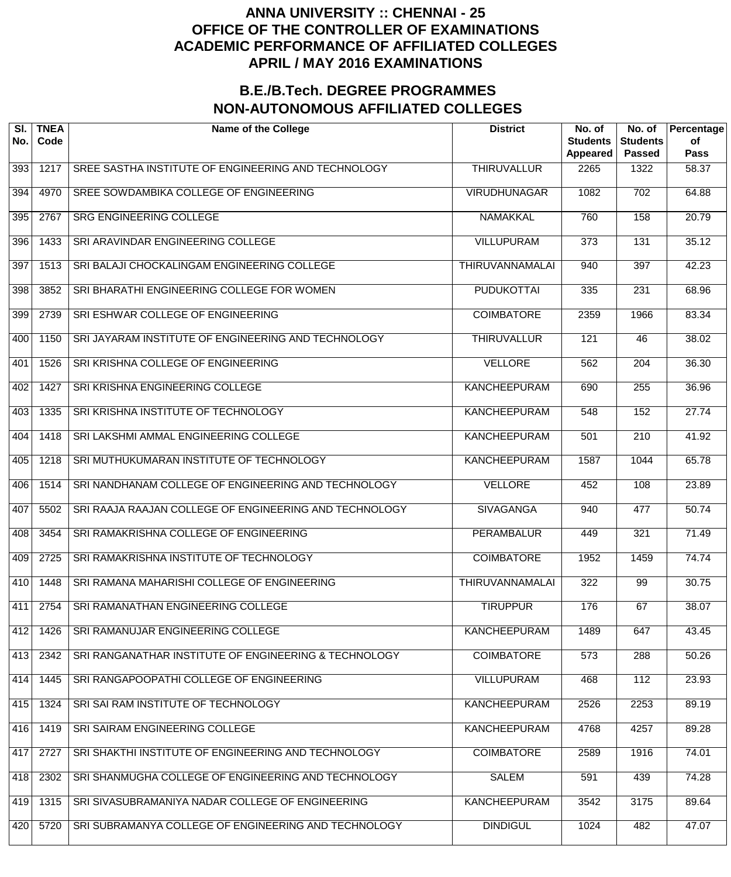# ANNA UNIVERSITY :: CHENNAI - 25
# OFFICE OF THE CONTROLLER OF EXAMINATIONS
# ACADEMIC PERFORMANCE OF AFFILIATED COLLEGES
# APRIL / MAY 2016 EXAMINATIONS

## B.E./B.Tech. DEGREE PROGRAMMES
## NON-AUTONOMOUS AFFILIATED COLLEGES

| Sl. No. | TNEA Code | Name of the College | District | No. of Students Appeared | No. of Students Passed | Percentage of Pass |
|---|---|---|---|---|---|---|
| 393 | 1217 | SREE SASTHA INSTITUTE OF ENGINEERING AND TECHNOLOGY | THIRUVALLUR | 2265 | 1322 | 58.37 |
| 394 | 4970 | SREE SOWDAMBIKA COLLEGE OF ENGINEERING | VIRUDHUNAGAR | 1082 | 702 | 64.88 |
| 395 | 2767 | SRG ENGINEERING COLLEGE | NAMAKKAL | 760 | 158 | 20.79 |
| 396 | 1433 | SRI ARAVINDAR ENGINEERING COLLEGE | VILLUPURAM | 373 | 131 | 35.12 |
| 397 | 1513 | SRI BALAJI CHOCKALINGAM ENGINEERING COLLEGE | THIRUVANNAMALAI | 940 | 397 | 42.23 |
| 398 | 3852 | SRI BHARATHI ENGINEERING COLLEGE FOR WOMEN | PUDUKOTTAI | 335 | 231 | 68.96 |
| 399 | 2739 | SRI ESHWAR COLLEGE OF ENGINEERING | COIMBATORE | 2359 | 1966 | 83.34 |
| 400 | 1150 | SRI JAYARAM INSTITUTE OF ENGINEERING AND TECHNOLOGY | THIRUVALLUR | 121 | 46 | 38.02 |
| 401 | 1526 | SRI KRISHNA COLLEGE OF ENGINEERING | VELLORE | 562 | 204 | 36.30 |
| 402 | 1427 | SRI KRISHNA ENGINEERING COLLEGE | KANCHEEPURAM | 690 | 255 | 36.96 |
| 403 | 1335 | SRI KRISHNA INSTITUTE OF TECHNOLOGY | KANCHEEPURAM | 548 | 152 | 27.74 |
| 404 | 1418 | SRI LAKSHMI AMMAL ENGINEERING COLLEGE | KANCHEEPURAM | 501 | 210 | 41.92 |
| 405 | 1218 | SRI MUTHUKUMARAN INSTITUTE OF TECHNOLOGY | KANCHEEPURAM | 1587 | 1044 | 65.78 |
| 406 | 1514 | SRI NANDHANAM COLLEGE OF ENGINEERING AND TECHNOLOGY | VELLORE | 452 | 108 | 23.89 |
| 407 | 5502 | SRI RAAJA RAAJAN COLLEGE OF ENGINEERING AND TECHNOLOGY | SIVAGANGA | 940 | 477 | 50.74 |
| 408 | 3454 | SRI RAMAKRISHNA COLLEGE OF ENGINEERING | PERAMBALUR | 449 | 321 | 71.49 |
| 409 | 2725 | SRI RAMAKRISHNA INSTITUTE OF TECHNOLOGY | COIMBATORE | 1952 | 1459 | 74.74 |
| 410 | 1448 | SRI RAMANA MAHARISHI COLLEGE OF ENGINEERING | THIRUVANNAMALAI | 322 | 99 | 30.75 |
| 411 | 2754 | SRI RAMANATHAN ENGINEERING COLLEGE | TIRUPPUR | 176 | 67 | 38.07 |
| 412 | 1426 | SRI RAMANUJAR ENGINEERING COLLEGE | KANCHEEPURAM | 1489 | 647 | 43.45 |
| 413 | 2342 | SRI RANGANATHAR INSTITUTE OF ENGINEERING & TECHNOLOGY | COIMBATORE | 573 | 288 | 50.26 |
| 414 | 1445 | SRI RANGAPOOPATHI COLLEGE OF ENGINEERING | VILLUPURAM | 468 | 112 | 23.93 |
| 415 | 1324 | SRI SAI RAM INSTITUTE OF TECHNOLOGY | KANCHEEPURAM | 2526 | 2253 | 89.19 |
| 416 | 1419 | SRI SAIRAM ENGINEERING COLLEGE | KANCHEEPURAM | 4768 | 4257 | 89.28 |
| 417 | 2727 | SRI SHAKTHI INSTITUTE OF ENGINEERING AND TECHNOLOGY | COIMBATORE | 2589 | 1916 | 74.01 |
| 418 | 2302 | SRI SHANMUGHA COLLEGE OF ENGINEERING AND TECHNOLOGY | SALEM | 591 | 439 | 74.28 |
| 419 | 1315 | SRI SIVASUBRAMANIYA NADAR COLLEGE OF ENGINEERING | KANCHEEPURAM | 3542 | 3175 | 89.64 |
| 420 | 5720 | SRI SUBRAMANYA COLLEGE OF ENGINEERING AND TECHNOLOGY | DINDIGUL | 1024 | 482 | 47.07 |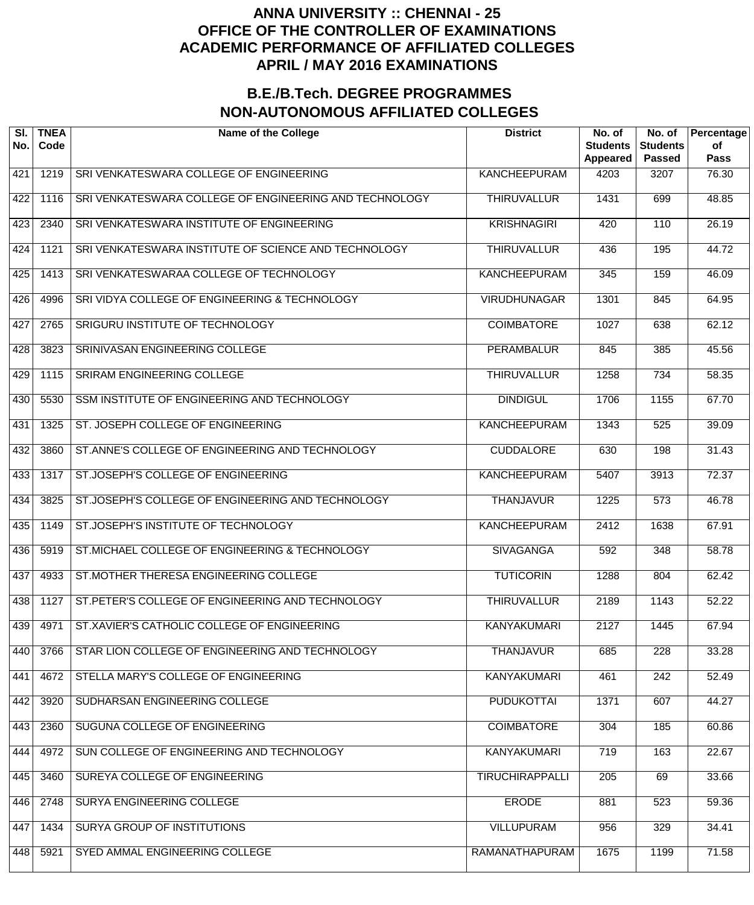# ANNA UNIVERSITY :: CHENNAI - 25
# OFFICE OF THE CONTROLLER OF EXAMINATIONS
# ACADEMIC PERFORMANCE OF AFFILIATED COLLEGES
# APRIL / MAY 2016 EXAMINATIONS

## B.E./B.Tech. DEGREE PROGRAMMES
## NON-AUTONOMOUS AFFILIATED COLLEGES

| Sl. No. | TNEA Code | Name of the College | District | No. of Students Appeared | No. of Students Passed | Percentage of Pass |
|---|---|---|---|---|---|---|
| 421 | 1219 | SRI VENKATESWARA COLLEGE OF ENGINEERING | KANCHEEPURAM | 4203 | 3207 | 76.30 |
| 422 | 1116 | SRI VENKATESWARA COLLEGE OF ENGINEERING AND TECHNOLOGY | THIRUVALLUR | 1431 | 699 | 48.85 |
| 423 | 2340 | SRI VENKATESWARA INSTITUTE OF ENGINEERING | KRISHNAGIRI | 420 | 110 | 26.19 |
| 424 | 1121 | SRI VENKATESWARA INSTITUTE OF SCIENCE AND TECHNOLOGY | THIRUVALLUR | 436 | 195 | 44.72 |
| 425 | 1413 | SRI VENKATESWARAA COLLEGE OF TECHNOLOGY | KANCHEEPURAM | 345 | 159 | 46.09 |
| 426 | 4996 | SRI VIDYA COLLEGE OF ENGINEERING & TECHNOLOGY | VIRUDHUNAGAR | 1301 | 845 | 64.95 |
| 427 | 2765 | SRIGURU INSTITUTE OF TECHNOLOGY | COIMBATORE | 1027 | 638 | 62.12 |
| 428 | 3823 | SRINIVASAN ENGINEERING COLLEGE | PERAMBALUR | 845 | 385 | 45.56 |
| 429 | 1115 | SRIRAM ENGINEERING COLLEGE | THIRUVALLUR | 1258 | 734 | 58.35 |
| 430 | 5530 | SSM INSTITUTE OF ENGINEERING AND TECHNOLOGY | DINDIGUL | 1706 | 1155 | 67.70 |
| 431 | 1325 | ST. JOSEPH COLLEGE OF ENGINEERING | KANCHEEPURAM | 1343 | 525 | 39.09 |
| 432 | 3860 | ST.ANNE'S COLLEGE OF ENGINEERING AND TECHNOLOGY | CUDDALORE | 630 | 198 | 31.43 |
| 433 | 1317 | ST.JOSEPH'S COLLEGE OF ENGINEERING | KANCHEEPURAM | 5407 | 3913 | 72.37 |
| 434 | 3825 | ST.JOSEPH'S COLLEGE OF ENGINEERING AND TECHNOLOGY | THANJAVUR | 1225 | 573 | 46.78 |
| 435 | 1149 | ST.JOSEPH'S INSTITUTE OF TECHNOLOGY | KANCHEEPURAM | 2412 | 1638 | 67.91 |
| 436 | 5919 | ST.MICHAEL COLLEGE OF ENGINEERING & TECHNOLOGY | SIVAGANGA | 592 | 348 | 58.78 |
| 437 | 4933 | ST.MOTHER THERESA ENGINEERING COLLEGE | TUTICORIN | 1288 | 804 | 62.42 |
| 438 | 1127 | ST.PETER'S COLLEGE OF ENGINEERING AND TECHNOLOGY | THIRUVALLUR | 2189 | 1143 | 52.22 |
| 439 | 4971 | ST.XAVIER'S CATHOLIC COLLEGE OF ENGINEERING | KANYAKUMARI | 2127 | 1445 | 67.94 |
| 440 | 3766 | STAR LION COLLEGE OF ENGINEERING AND TECHNOLOGY | THANJAVUR | 685 | 228 | 33.28 |
| 441 | 4672 | STELLA MARY'S COLLEGE OF ENGINEERING | KANYAKUMARI | 461 | 242 | 52.49 |
| 442 | 3920 | SUDHARSAN ENGINEERING COLLEGE | PUDUKOTTAI | 1371 | 607 | 44.27 |
| 443 | 2360 | SUGUNA COLLEGE OF ENGINEERING | COIMBATORE | 304 | 185 | 60.86 |
| 444 | 4972 | SUN COLLEGE OF ENGINEERING AND TECHNOLOGY | KANYAKUMARI | 719 | 163 | 22.67 |
| 445 | 3460 | SUREYA COLLEGE OF ENGINEERING | TIRUCHIRAPPALLI | 205 | 69 | 33.66 |
| 446 | 2748 | SURYA ENGINEERING COLLEGE | ERODE | 881 | 523 | 59.36 |
| 447 | 1434 | SURYA GROUP OF INSTITUTIONS | VILLUPURAM | 956 | 329 | 34.41 |
| 448 | 5921 | SYED AMMAL ENGINEERING COLLEGE | RAMANATHAPURAM | 1675 | 1199 | 71.58 |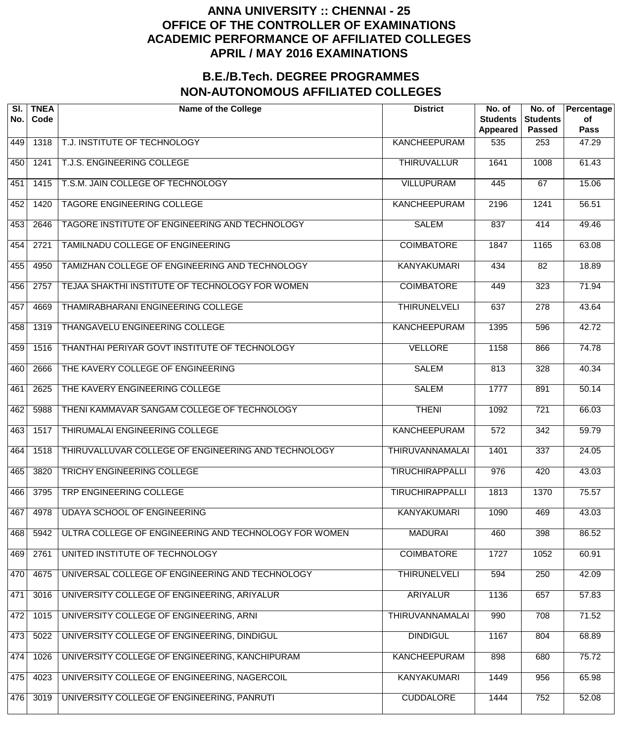# ANNA UNIVERSITY :: CHENNAI - 25
# OFFICE OF THE CONTROLLER OF EXAMINATIONS
# ACADEMIC PERFORMANCE OF AFFILIATED COLLEGES
# APRIL / MAY 2016 EXAMINATIONS

## B.E./B.Tech. DEGREE PROGRAMMES
## NON-AUTONOMOUS AFFILIATED COLLEGES

| Sl. No. | TNEA Code | Name of the College | District | No. of Students Appeared | No. of Students Passed | Percentage of Pass |
|---|---|---|---|---|---|---|
| 449 | 1318 | T.J. INSTITUTE OF TECHNOLOGY | KANCHEEPURAM | 535 | 253 | 47.29 |
| 450 | 1241 | T.J.S. ENGINEERING COLLEGE | THIRUVALLUR | 1641 | 1008 | 61.43 |
| 451 | 1415 | T.S.M. JAIN COLLEGE OF TECHNOLOGY | VILLUPURAM | 445 | 67 | 15.06 |
| 452 | 1420 | TAGORE ENGINEERING COLLEGE | KANCHEEPURAM | 2196 | 1241 | 56.51 |
| 453 | 2646 | TAGORE INSTITUTE OF ENGINEERING AND TECHNOLOGY | SALEM | 837 | 414 | 49.46 |
| 454 | 2721 | TAMILNADU COLLEGE OF ENGINEERING | COIMBATORE | 1847 | 1165 | 63.08 |
| 455 | 4950 | TAMIZHAN COLLEGE OF ENGINEERING AND TECHNOLOGY | KANYAKUMARI | 434 | 82 | 18.89 |
| 456 | 2757 | TEJAA SHAKTHI INSTITUTE OF TECHNOLOGY FOR WOMEN | COIMBATORE | 449 | 323 | 71.94 |
| 457 | 4669 | THAMIRABHARANI ENGINEERING COLLEGE | THIRUNELVELI | 637 | 278 | 43.64 |
| 458 | 1319 | THANGAVELU ENGINEERING COLLEGE | KANCHEEPURAM | 1395 | 596 | 42.72 |
| 459 | 1516 | THANTHAI PERIYAR GOVT INSTITUTE OF TECHNOLOGY | VELLORE | 1158 | 866 | 74.78 |
| 460 | 2666 | THE KAVERY COLLEGE OF ENGINEERING | SALEM | 813 | 328 | 40.34 |
| 461 | 2625 | THE KAVERY ENGINEERING COLLEGE | SALEM | 1777 | 891 | 50.14 |
| 462 | 5988 | THENI KAMMAVAR SANGAM COLLEGE OF TECHNOLOGY | THENI | 1092 | 721 | 66.03 |
| 463 | 1517 | THIRUMALAI ENGINEERING COLLEGE | KANCHEEPURAM | 572 | 342 | 59.79 |
| 464 | 1518 | THIRUVALLUVAR COLLEGE OF ENGINEERING AND TECHNOLOGY | THIRUVANNAMALAI | 1401 | 337 | 24.05 |
| 465 | 3820 | TRICHY ENGINEERING COLLEGE | TIRUCHIRAPPALLI | 976 | 420 | 43.03 |
| 466 | 3795 | TRP ENGINEERING COLLEGE | TIRUCHIRAPPALLI | 1813 | 1370 | 75.57 |
| 467 | 4978 | UDAYA SCHOOL OF ENGINEERING | KANYAKUMARI | 1090 | 469 | 43.03 |
| 468 | 5942 | ULTRA COLLEGE OF ENGINEERING AND TECHNOLOGY FOR WOMEN | MADURAI | 460 | 398 | 86.52 |
| 469 | 2761 | UNITED INSTITUTE OF TECHNOLOGY | COIMBATORE | 1727 | 1052 | 60.91 |
| 470 | 4675 | UNIVERSAL COLLEGE OF ENGINEERING AND TECHNOLOGY | THIRUNELVELI | 594 | 250 | 42.09 |
| 471 | 3016 | UNIVERSITY COLLEGE OF ENGINEERING, ARIYALUR | ARIYALUR | 1136 | 657 | 57.83 |
| 472 | 1015 | UNIVERSITY COLLEGE OF ENGINEERING, ARNI | THIRUVANNAMALAI | 990 | 708 | 71.52 |
| 473 | 5022 | UNIVERSITY COLLEGE OF ENGINEERING, DINDIGUL | DINDIGUL | 1167 | 804 | 68.89 |
| 474 | 1026 | UNIVERSITY COLLEGE OF ENGINEERING, KANCHIPURAM | KANCHEEPURAM | 898 | 680 | 75.72 |
| 475 | 4023 | UNIVERSITY COLLEGE OF ENGINEERING, NAGERCOIL | KANYAKUMARI | 1449 | 956 | 65.98 |
| 476 | 3019 | UNIVERSITY COLLEGE OF ENGINEERING, PANRUTI | CUDDALORE | 1444 | 752 | 52.08 |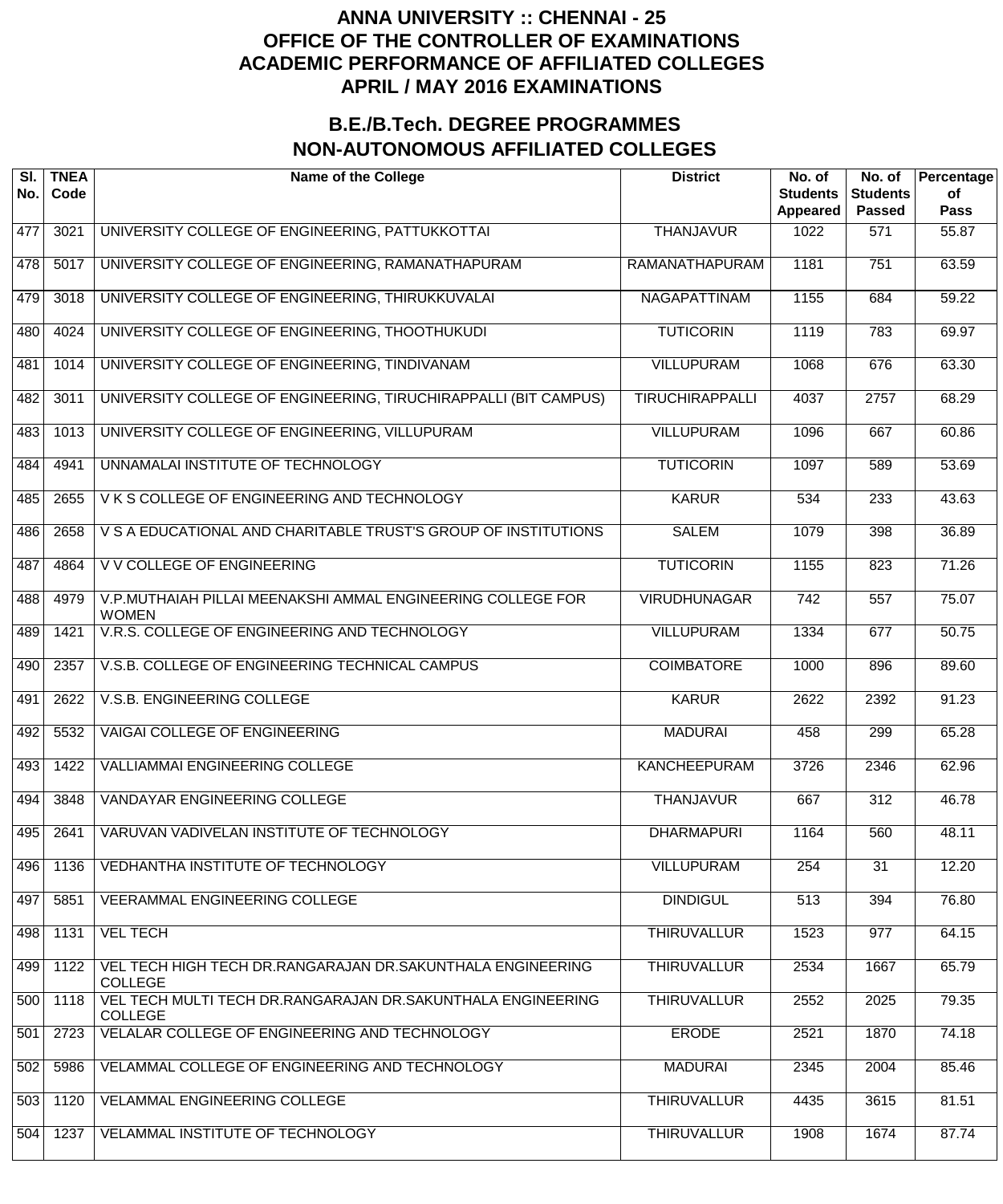# ANNA UNIVERSITY :: CHENNAI - 25
# OFFICE OF THE CONTROLLER OF EXAMINATIONS
# ACADEMIC PERFORMANCE OF AFFILIATED COLLEGES
# APRIL / MAY 2016 EXAMINATIONS

## B.E./B.Tech. DEGREE PROGRAMMES
## NON-AUTONOMOUS AFFILIATED COLLEGES

| Sl. No. | TNEA Code | Name of the College | District | No. of Students Appeared | No. of Students Passed | Percentage of Pass |
|---|---|---|---|---|---|---|
| 477 | 3021 | UNIVERSITY COLLEGE OF ENGINEERING, PATTUKKOTTAI | THANJAVUR | 1022 | 571 | 55.87 |
| 478 | 5017 | UNIVERSITY COLLEGE OF ENGINEERING, RAMANATHAPURAM | RAMANATHAPURAM | 1181 | 751 | 63.59 |
| 479 | 3018 | UNIVERSITY COLLEGE OF ENGINEERING, THIRUKKUVALAI | NAGAPATTINAM | 1155 | 684 | 59.22 |
| 480 | 4024 | UNIVERSITY COLLEGE OF ENGINEERING, THOOTHUKUDI | TUTICORIN | 1119 | 783 | 69.97 |
| 481 | 1014 | UNIVERSITY COLLEGE OF ENGINEERING, TINDIVANAM | VILLUPURAM | 1068 | 676 | 63.30 |
| 482 | 3011 | UNIVERSITY COLLEGE OF ENGINEERING, TIRUCHIRAPPALLI (BIT CAMPUS) | TIRUCHIRAPPALLI | 4037 | 2757 | 68.29 |
| 483 | 1013 | UNIVERSITY COLLEGE OF ENGINEERING, VILLUPURAM | VILLUPURAM | 1096 | 667 | 60.86 |
| 484 | 4941 | UNNAMALAI INSTITUTE OF TECHNOLOGY | TUTICORIN | 1097 | 589 | 53.69 |
| 485 | 2655 | V K S COLLEGE OF ENGINEERING AND TECHNOLOGY | KARUR | 534 | 233 | 43.63 |
| 486 | 2658 | V S A EDUCATIONAL AND CHARITABLE TRUST'S GROUP OF INSTITUTIONS | SALEM | 1079 | 398 | 36.89 |
| 487 | 4864 | V V COLLEGE OF ENGINEERING | TUTICORIN | 1155 | 823 | 71.26 |
| 488 | 4979 | V.P.MUTHAIAH PILLAI MEENAKSHI AMMAL ENGINEERING COLLEGE FOR WOMEN | VIRUDHUNAGAR | 742 | 557 | 75.07 |
| 489 | 1421 | V.R.S. COLLEGE OF ENGINEERING AND TECHNOLOGY | VILLUPURAM | 1334 | 677 | 50.75 |
| 490 | 2357 | V.S.B. COLLEGE OF ENGINEERING TECHNICAL CAMPUS | COIMBATORE | 1000 | 896 | 89.60 |
| 491 | 2622 | V.S.B. ENGINEERING COLLEGE | KARUR | 2622 | 2392 | 91.23 |
| 492 | 5532 | VAIGAI COLLEGE OF ENGINEERING | MADURAI | 458 | 299 | 65.28 |
| 493 | 1422 | VALLIAMMAI ENGINEERING COLLEGE | KANCHEEPURAM | 3726 | 2346 | 62.96 |
| 494 | 3848 | VANDAYAR ENGINEERING COLLEGE | THANJAVUR | 667 | 312 | 46.78 |
| 495 | 2641 | VARUVAN VADIVELAN INSTITUTE OF TECHNOLOGY | DHARMAPURI | 1164 | 560 | 48.11 |
| 496 | 1136 | VEDHANTHA INSTITUTE OF TECHNOLOGY | VILLUPURAM | 254 | 31 | 12.20 |
| 497 | 5851 | VEERAMMAL ENGINEERING COLLEGE | DINDIGUL | 513 | 394 | 76.80 |
| 498 | 1131 | VEL TECH | THIRUVALLUR | 1523 | 977 | 64.15 |
| 499 | 1122 | VEL TECH HIGH TECH DR.RANGARAJAN DR.SAKUNTHALA ENGINEERING COLLEGE | THIRUVALLUR | 2534 | 1667 | 65.79 |
| 500 | 1118 | VEL TECH MULTI TECH DR.RANGARAJAN DR.SAKUNTHALA ENGINEERING COLLEGE | THIRUVALLUR | 2552 | 2025 | 79.35 |
| 501 | 2723 | VELALAR COLLEGE OF ENGINEERING AND TECHNOLOGY | ERODE | 2521 | 1870 | 74.18 |
| 502 | 5986 | VELAMMAL COLLEGE OF ENGINEERING AND TECHNOLOGY | MADURAI | 2345 | 2004 | 85.46 |
| 503 | 1120 | VELAMMAL ENGINEERING COLLEGE | THIRUVALLUR | 4435 | 3615 | 81.51 |
| 504 | 1237 | VELAMMAL INSTITUTE OF TECHNOLOGY | THIRUVALLUR | 1908 | 1674 | 87.74 |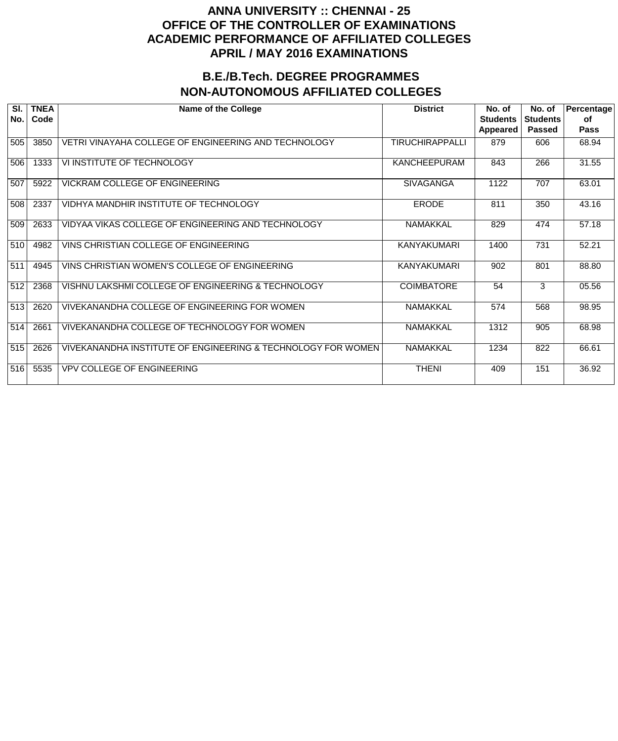# ANNA UNIVERSITY :: CHENNAI - 25
# OFFICE OF THE CONTROLLER OF EXAMINATIONS
# ACADEMIC PERFORMANCE OF AFFILIATED COLLEGES
# APRIL / MAY 2016 EXAMINATIONS

## B.E./B.Tech. DEGREE PROGRAMMES
## NON-AUTONOMOUS AFFILIATED COLLEGES

| Sl. No. | TNEA Code | Name of the College | District | No. of Students Appeared | No. of Students Passed | Percentage of Pass |
|---|---|---|---|---|---|---|
| 505 | 3850 | VETRI VINAYAHA COLLEGE OF ENGINEERING AND TECHNOLOGY | TIRUCHIRAPPALLI | 879 | 606 | 68.94 |
| 506 | 1333 | VI INSTITUTE OF TECHNOLOGY | KANCHEEPURAM | 843 | 266 | 31.55 |
| 507 | 5922 | VICKRAM COLLEGE OF ENGINEERING | SIVAGANGA | 1122 | 707 | 63.01 |
| 508 | 2337 | VIDHYA MANDHIR INSTITUTE OF TECHNOLOGY | ERODE | 811 | 350 | 43.16 |
| 509 | 2633 | VIDYAA VIKAS COLLEGE OF ENGINEERING AND TECHNOLOGY | NAMAKKAL | 829 | 474 | 57.18 |
| 510 | 4982 | VINS CHRISTIAN COLLEGE OF ENGINEERING | KANYAKUMARI | 1400 | 731 | 52.21 |
| 511 | 4945 | VINS CHRISTIAN WOMEN'S COLLEGE OF ENGINEERING | KANYAKUMARI | 902 | 801 | 88.80 |
| 512 | 2368 | VISHNU LAKSHMI COLLEGE OF ENGINEERING & TECHNOLOGY | COIMBATORE | 54 | 3 | 05.56 |
| 513 | 2620 | VIVEKANANDHA COLLEGE OF ENGINEERING FOR WOMEN | NAMAKKAL | 574 | 568 | 98.95 |
| 514 | 2661 | VIVEKANANDHA COLLEGE OF TECHNOLOGY FOR WOMEN | NAMAKKAL | 1312 | 905 | 68.98 |
| 515 | 2626 | VIVEKANANDHA INSTITUTE OF ENGINEERING & TECHNOLOGY FOR WOMEN | NAMAKKAL | 1234 | 822 | 66.61 |
| 516 | 5535 | VPV COLLEGE OF ENGINEERING | THENI | 409 | 151 | 36.92 |